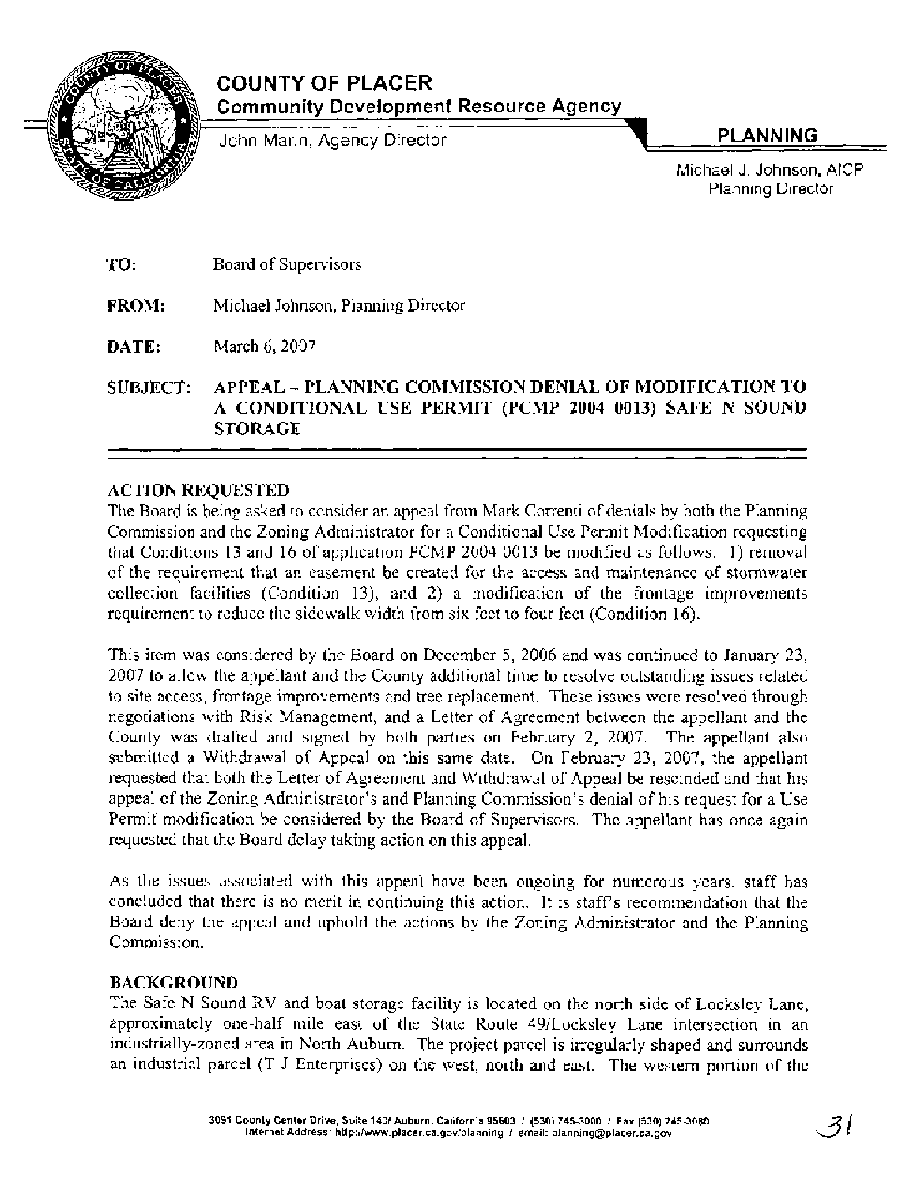# COUNTY OF PLACER

## Community Development Resource Agency

John Marin, Agency Director

**PLANNING**

Michael J. Johnson, AICP
Planning Director

**TO:** Board of Supervisors

**FROM:** Michael Johnson, Planning Director

**DATE:** March 6, 2007

**SUBJECT: APPEAL – PLANNING COMMISSION DENIAL OF MODIFICATION TO A CONDITIONAL USE PERMIT (PCMP 2004 0013) SAFE N SOUND STORAGE**

---

### ACTION REQUESTED

The Board is being asked to consider an appeal from Mark Correnti of denials by both the Planning Commission and the Zoning Administrator for a Conditional Use Permit Modification requesting that Conditions 13 and 16 of application PCMP 2004 0013 be modified as follows: 1) removal of the requirement that an easement be created for the access and maintenance of stormwater collection facilities (Condition 13); and 2) a modification of the frontage improvements requirement to reduce the sidewalk width from six feet to four feet (Condition 16).

This item was considered by the Board on December 5, 2006 and was continued to January 23, 2007 to allow the appellant and the County additional time to resolve outstanding issues related to site access, frontage improvements and tree replacement. These issues were resolved through negotiations with Risk Management, and a Letter of Agreement between the appellant and the County was drafted and signed by both parties on February 2, 2007. The appellant also submitted a Withdrawal of Appeal on this same date. On February 23, 2007, the appellant requested that both the Letter of Agreement and Withdrawal of Appeal be rescinded and that his appeal of the Zoning Administrator's and Planning Commission's denial of his request for a Use Permit modification be considered by the Board of Supervisors. The appellant has once again requested that the Board delay taking action on this appeal.

As the issues associated with this appeal have been ongoing for numerous years, staff has concluded that there is no merit in continuing this action. It is staff's recommendation that the Board deny the appeal and uphold the actions by the Zoning Administrator and the Planning Commission.

### BACKGROUND

The Safe N Sound RV and boat storage facility is located on the north side of Locksley Lane, approximately one-half mile east of the State Route 49/Locksley Lane intersection in an industrially-zoned area in North Auburn. The project parcel is irregularly shaped and surrounds an industrial parcel (T J Enterprises) on the west, north and east. The western portion of the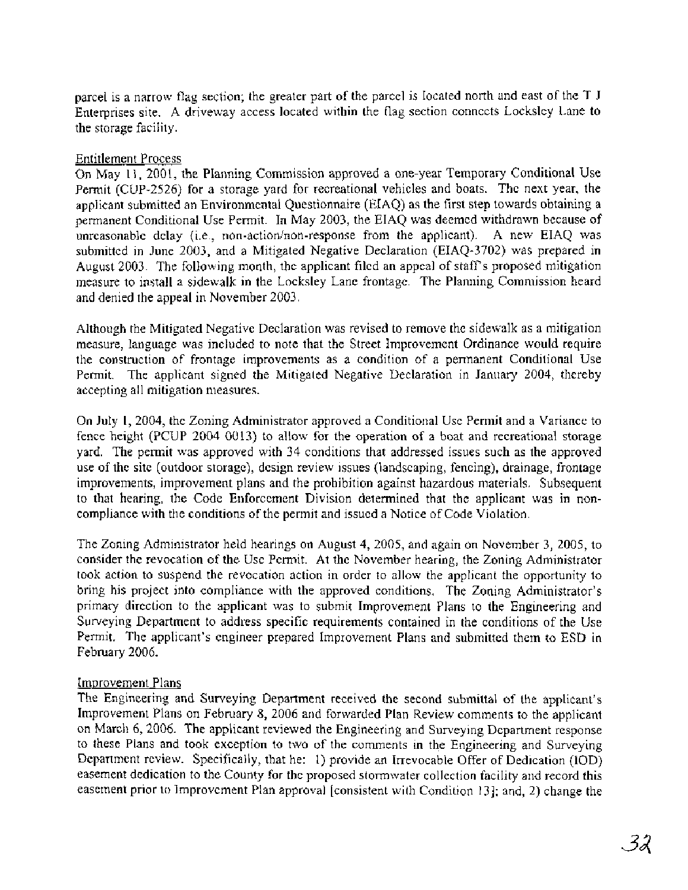parcel is a narrow flag section; the greater part of the parcel is located north and east of the T J Enterprises site. A driveway access located within the flag section connects Locksley Lane to the storage facility.

Entitlement Process

On May 11, 2001, the Planning Commission approved a one-year Temporary Conditional Use Permit (CUP-2526) for a storage yard for recreational vehicles and boats. The next year, the applicant submitted an Environmental Questionnaire (EIAQ) as the first step towards obtaining a permanent Conditional Use Permit. In May 2003, the EIAQ was deemed withdrawn because of unreasonable delay (i.e., non-action/non-response from the applicant). A new EIAQ was submitted in June 2003, and a Mitigated Negative Declaration (EIAQ-3702) was prepared in August 2003. The following month, the applicant filed an appeal of staff's proposed mitigation measure to install a sidewalk in the Locksley Lane frontage. The Planning Commission heard and denied the appeal in November 2003.

Although the Mitigated Negative Declaration was revised to remove the sidewalk as a mitigation measure, language was included to note that the Street Improvement Ordinance would require the construction of frontage improvements as a condition of a permanent Conditional Use Permit. The applicant signed the Mitigated Negative Declaration in January 2004, thereby accepting all mitigation measures.

On July 1, 2004, the Zoning Administrator approved a Conditional Use Permit and a Variance to fence height (PCUP 2004 0013) to allow for the operation of a boat and recreational storage yard. The permit was approved with 34 conditions that addressed issues such as the approved use of the site (outdoor storage), design review issues (landscaping, fencing), drainage, frontage improvements, improvement plans and the prohibition against hazardous materials. Subsequent to that hearing, the Code Enforcement Division determined that the applicant was in non-compliance with the conditions of the permit and issued a Notice of Code Violation.

The Zoning Administrator held hearings on August 4, 2005, and again on November 3, 2005, to consider the revocation of the Use Permit. At the November hearing, the Zoning Administrator took action to suspend the revocation action in order to allow the applicant the opportunity to bring his project into compliance with the approved conditions. The Zoning Administrator's primary direction to the applicant was to submit Improvement Plans to the Engineering and Surveying Department to address specific requirements contained in the conditions of the Use Permit. The applicant's engineer prepared Improvement Plans and submitted them to ESD in February 2006.

Improvement Plans

The Engineering and Surveying Department received the second submittal of the applicant's Improvement Plans on February 8, 2006 and forwarded Plan Review comments to the applicant on March 6, 2006. The applicant reviewed the Engineering and Surveying Department response to these Plans and took exception to two of the comments in the Engineering and Surveying Department review. Specifically, that he: 1) provide an Irrevocable Offer of Dedication (IOD) easement dedication to the County for the proposed stormwater collection facility and record this easement prior to Improvement Plan approval [consistent with Condition 13]; and, 2) change the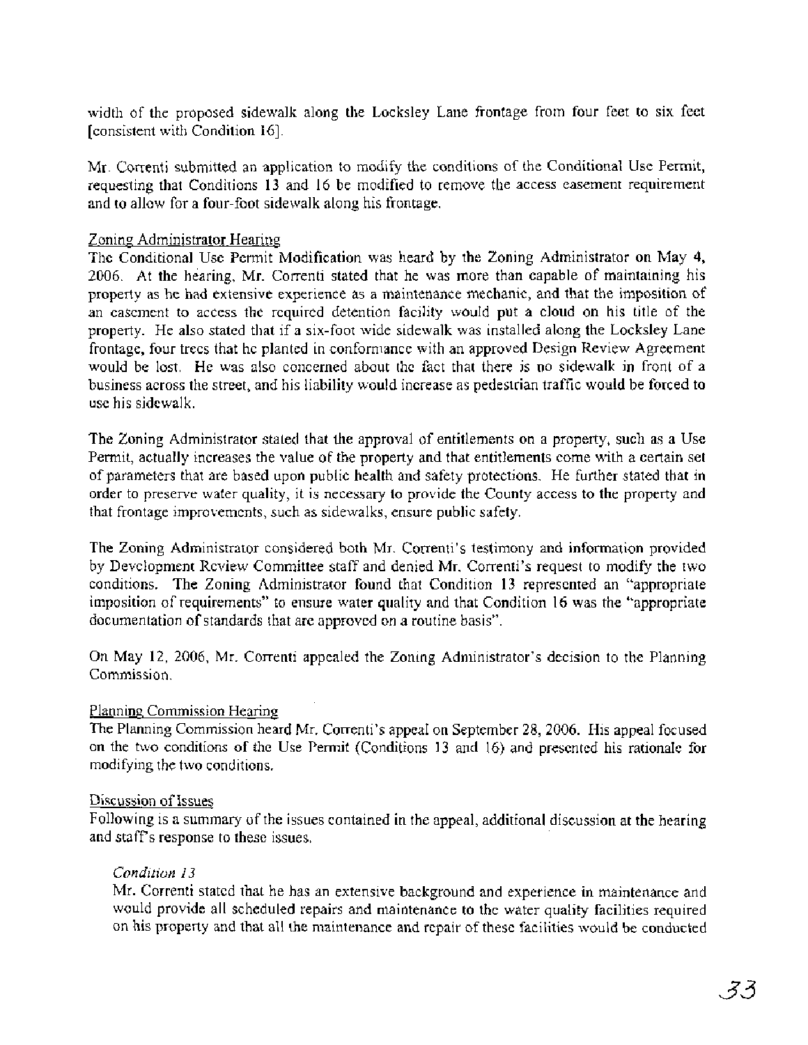width of the proposed sidewalk along the Locksley Lane frontage from four feet to six feet [consistent with Condition 16].

Mr. Correnti submitted an application to modify the conditions of the Conditional Use Permit, requesting that Conditions 13 and 16 be modified to remove the access easement requirement and to allow for a four-foot sidewalk along his frontage.

Zoning Administrator Hearing

The Conditional Use Permit Modification was heard by the Zoning Administrator on May 4, 2006. At the hearing, Mr. Correnti stated that he was more than capable of maintaining his property as he had extensive experience as a maintenance mechanic, and that the imposition of an easement to access the required detention facility would put a cloud on his title of the property. He also stated that if a six-foot wide sidewalk was installed along the Locksley Lane frontage, four trees that he planted in conformance with an approved Design Review Agreement would be lost. He was also concerned about the fact that there is no sidewalk in front of a business across the street, and his liability would increase as pedestrian traffic would be forced to use his sidewalk.

The Zoning Administrator stated that the approval of entitlements on a property, such as a Use Permit, actually increases the value of the property and that entitlements come with a certain set of parameters that are based upon public health and safety protections. He further stated that in order to preserve water quality, it is necessary to provide the County access to the property and that frontage improvements, such as sidewalks, ensure public safety.

The Zoning Administrator considered both Mr. Correnti's testimony and information provided by Development Review Committee staff and denied Mr. Correnti's request to modify the two conditions. The Zoning Administrator found that Condition 13 represented an "appropriate imposition of requirements" to ensure water quality and that Condition 16 was the "appropriate documentation of standards that are approved on a routine basis".

On May 12, 2006, Mr. Correnti appealed the Zoning Administrator's decision to the Planning Commission.

Planning Commission Hearing

The Planning Commission heard Mr. Correnti's appeal on September 28, 2006. His appeal focused on the two conditions of the Use Permit (Conditions 13 and 16) and presented his rationale for modifying the two conditions.

Discussion of Issues

Following is a summary of the issues contained in the appeal, additional discussion at the hearing and staff's response to these issues.

*Condition 13*

Mr. Correnti stated that he has an extensive background and experience in maintenance and would provide all scheduled repairs and maintenance to the water quality facilities required on his property and that all the maintenance and repair of these facilities would be conducted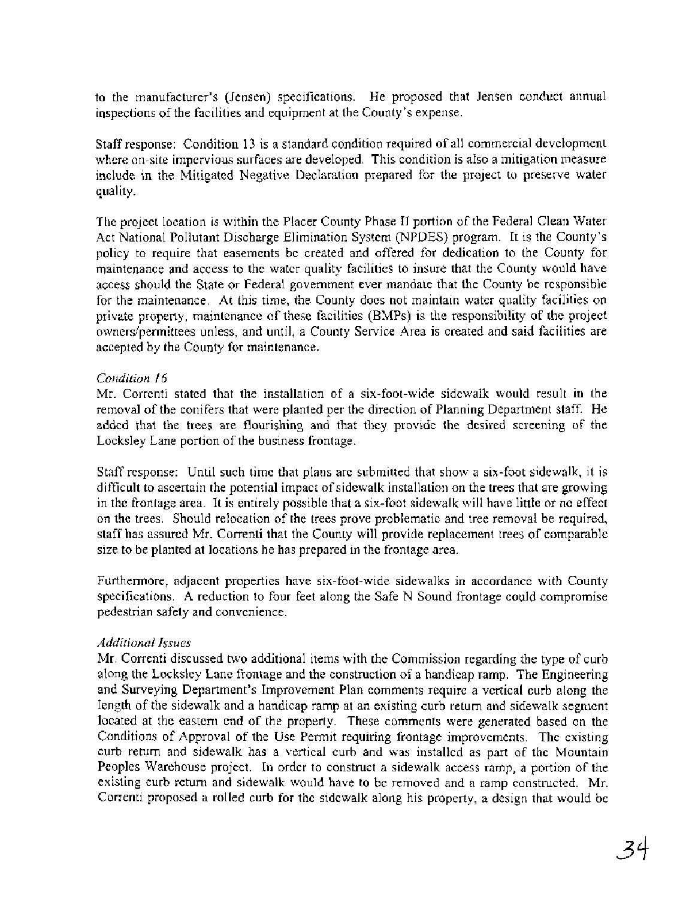to the manufacturer's (Jensen) specifications. He proposed that Jensen conduct annual inspections of the facilities and equipment at the County's expense.

Staff response: Condition 13 is a standard condition required of all commercial development where on-site impervious surfaces are developed. This condition is also a mitigation measure include in the Mitigated Negative Declaration prepared for the project to preserve water quality.

The project location is within the Placer County Phase II portion of the Federal Clean Water Act National Pollutant Discharge Elimination System (NPDES) program. It is the County's policy to require that easements be created and offered for dedication to the County for maintenance and access to the water quality facilities to insure that the County would have access should the State or Federal government ever mandate that the County be responsible for the maintenance. At this time, the County does not maintain water quality facilities on private property, maintenance of these facilities (BMPs) is the responsibility of the project owners/permittees unless, and until, a County Service Area is created and said facilities are accepted by the County for maintenance.

*Condition 16*

Mr. Correnti stated that the installation of a six-foot-wide sidewalk would result in the removal of the conifers that were planted per the direction of Planning Department staff. He added that the trees are flourishing and that they provide the desired screening of the Locksley Lane portion of the business frontage.

Staff response: Until such time that plans are submitted that show a six-foot sidewalk, it is difficult to ascertain the potential impact of sidewalk installation on the trees that are growing in the frontage area. It is entirely possible that a six-foot sidewalk will have little or no effect on the trees. Should relocation of the trees prove problematic and tree removal be required, staff has assured Mr. Correnti that the County will provide replacement trees of comparable size to be planted at locations he has prepared in the frontage area.

Furthermore, adjacent properties have six-foot-wide sidewalks in accordance with County specifications. A reduction to four feet along the Safe N Sound frontage could compromise pedestrian safety and convenience.

*Additional Issues*

Mr. Correnti discussed two additional items with the Commission regarding the type of curb along the Locksley Lane frontage and the construction of a handicap ramp. The Engineering and Surveying Department's Improvement Plan comments require a vertical curb along the length of the sidewalk and a handicap ramp at an existing curb return and sidewalk segment located at the eastern end of the property. These comments were generated based on the Conditions of Approval of the Use Permit requiring frontage improvements. The existing curb return and sidewalk has a vertical curb and was installed as part of the Mountain Peoples Warehouse project. In order to construct a sidewalk access ramp, a portion of the existing curb return and sidewalk would have to be removed and a ramp constructed. Mr. Correnti proposed a rolled curb for the sidewalk along his property, a design that would be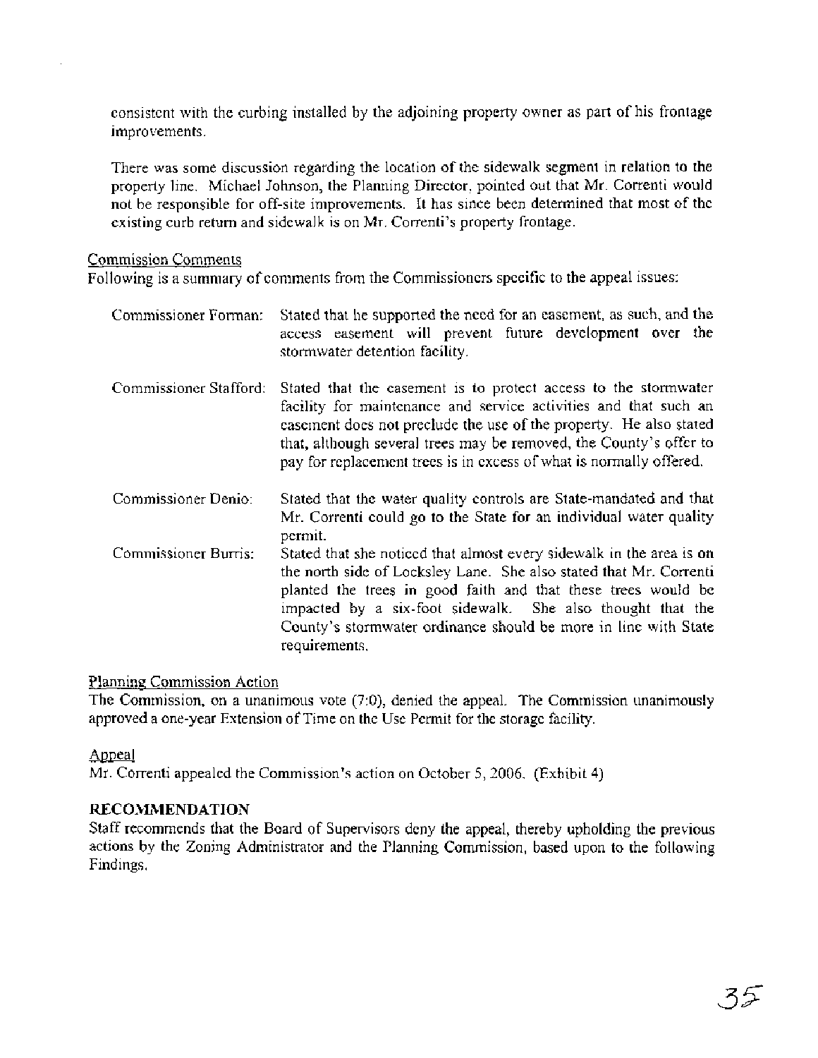consistent with the curbing installed by the adjoining property owner as part of his frontage improvements.

There was some discussion regarding the location of the sidewalk segment in relation to the property line. Michael Johnson, the Planning Director, pointed out that Mr. Correnti would not be responsible for off-site improvements. It has since been determined that most of the existing curb return and sidewalk is on Mr. Correnti's property frontage.

Commission Comments

Following is a summary of comments from the Commissioners specific to the appeal issues:

Commissioner Forman: Stated that he supported the need for an easement, as such, and the access easement will prevent future development over the stormwater detention facility.

Commissioner Stafford: Stated that the easement is to protect access to the stormwater facility for maintenance and service activities and that such an easement does not preclude the use of the property. He also stated that, although several trees may be removed, the County's offer to pay for replacement trees is in excess of what is normally offered.

Commissioner Denio: Stated that the water quality controls are State-mandated and that Mr. Correnti could go to the State for an individual water quality permit.

Commissioner Burris: Stated that she noticed that almost every sidewalk in the area is on the north side of Locksley Lane. She also stated that Mr. Correnti planted the trees in good faith and that these trees would be impacted by a six-foot sidewalk. She also thought that the County's stormwater ordinance should be more in line with State requirements.

Planning Commission Action

The Commission, on a unanimous vote (7:0), denied the appeal. The Commission unanimously approved a one-year Extension of Time on the Use Permit for the storage facility.

Appeal

Mr. Correnti appealed the Commission's action on October 5, 2006. (Exhibit 4)

**RECOMMENDATION**

Staff recommends that the Board of Supervisors deny the appeal, thereby upholding the previous actions by the Zoning Administrator and the Planning Commission, based upon to the following Findings.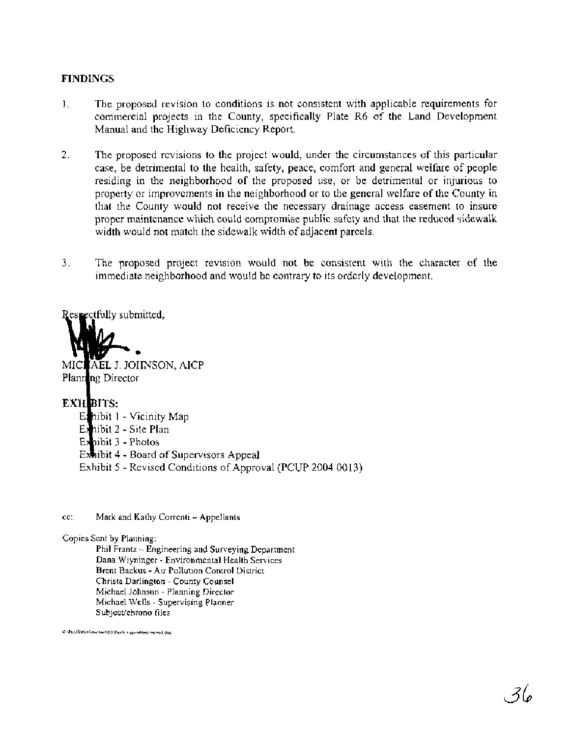**FINDINGS**

1. The proposed revision to conditions is not consistent with applicable requirements for commercial projects in the County, specifically Plate R6 of the Land Development Manual and the Highway Deficiency Report.

2. The proposed revisions to the project would, under the circumstances of this particular case, be detrimental to the health, safety, peace, comfort and general welfare of people residing in the neighborhood of the proposed use, or be detrimental or injurious to property or improvements in the neighborhood or to the general welfare of the County in that the County would not receive the necessary drainage access easement to insure proper maintenance which could compromise public safety and that the reduced sidewalk width would not match the sidewalk width of adjacent parcels.

3. The proposed project revision would not be consistent with the character of the immediate neighborhood and would be contrary to its orderly development.

Respectfully submitted,

MICHAEL J. JOHNSON, AICP
Planning Director

**EXHIBITS:**

Exhibit 1 - Vicinity Map
Exhibit 2 - Site Plan
Exhibit 3 - Photos
Exhibit 4 - Board of Supervisors Appeal
Exhibit 5 - Revised Conditions of Approval (PCUP 2004 0013)

cc: Mark and Kathy Correnti – Appellants

Copies Sent by Planning:

Phil Frantz – Engineering and Surveying Department
Dana Wiyninger - Environmental Health Services
Brent Backus - Air Pollution Control District
Christa Darlington - County Counsel
Michael Johnson - Planning Director
Michael Wells - Supervising Planner
Subject/chrono files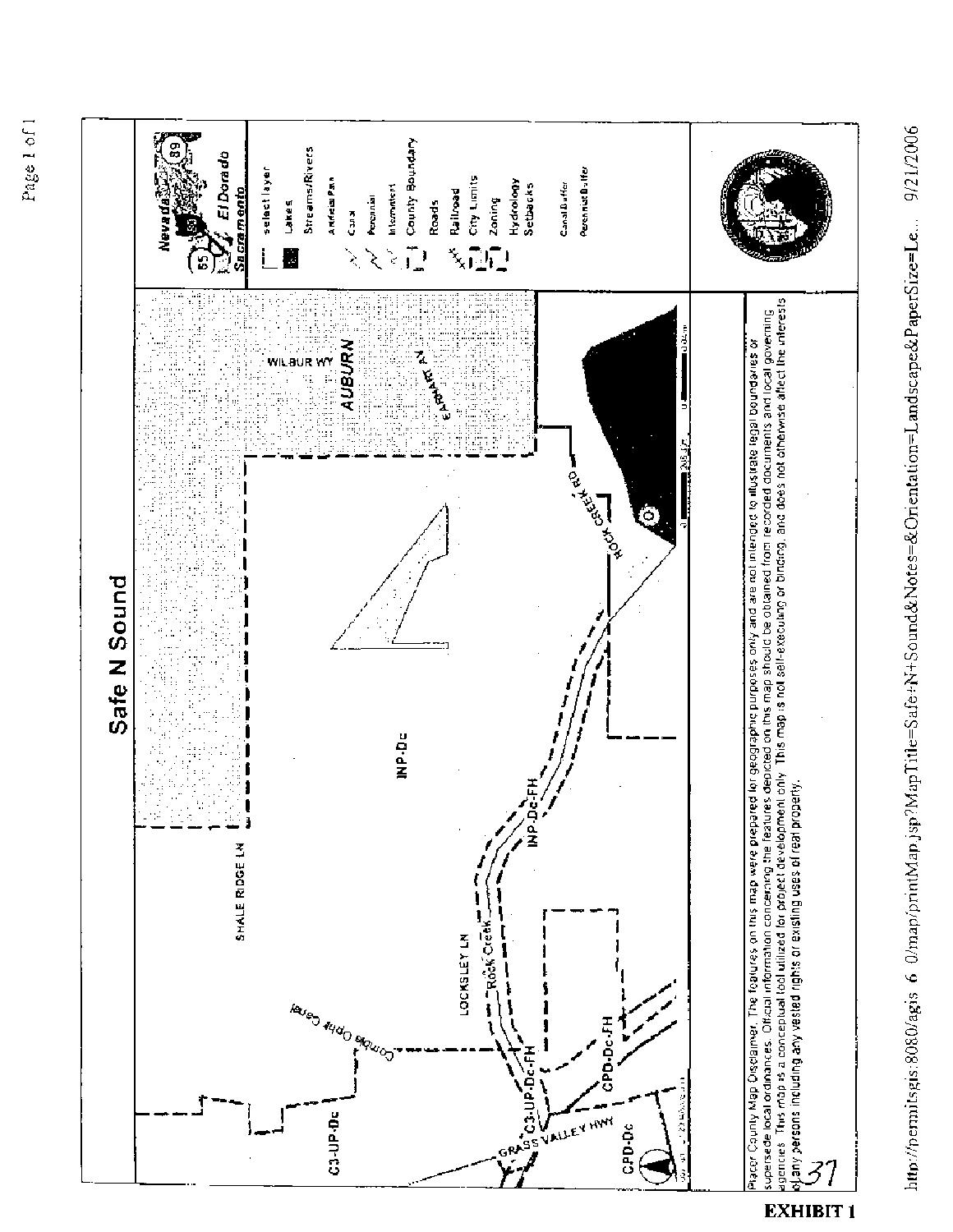# Safe N Sound

Nevada, El Dorado, Sacramento

- select layer
- Lakes
- Streams/Rivers
- Artificial Path
- Canal
- Perennial
- Intermittent
- County Boundary
- Roads
- Railroad
- City Limits
- Zoning
- Hydrology Setbacks
- Canal Buffer
- Perennial Buffer

WILBUR WY

AUBURN

EARHART AV

INP-Dc

SHALE RIDGE LN

ROCK CREEK RD

INP-Dc-FH

LOCKSLEY LN

Rock Creek

Combie Ophir Canal

C3-UP-Dc

C3-UP-Dc-FH

CPD-Dc-FH

GRASS VALLEY HWY

CPD-Dc

Placer County Map Disclaimer: The features on this map were prepared for geographic purposes only and are not intended to illustrate legal boundaries or supersede local ordinances. Official information concerning the features depicted on this map should be obtained from recorded documents and local governing agencies. This map is a conceptual tool utilized for project development only. This map is not self-executing or binding, and does not otherwise affect the interests of any persons including any vested rights or existing uses of real property.

37

http://permitsgis:8080/agis 6 0/map/printMap.jsp?MapTitle=Safe+N+Sound&Notes=&Orientation=Landscape&PaperSize=Le... 9/21/2006

**EXHIBIT 1**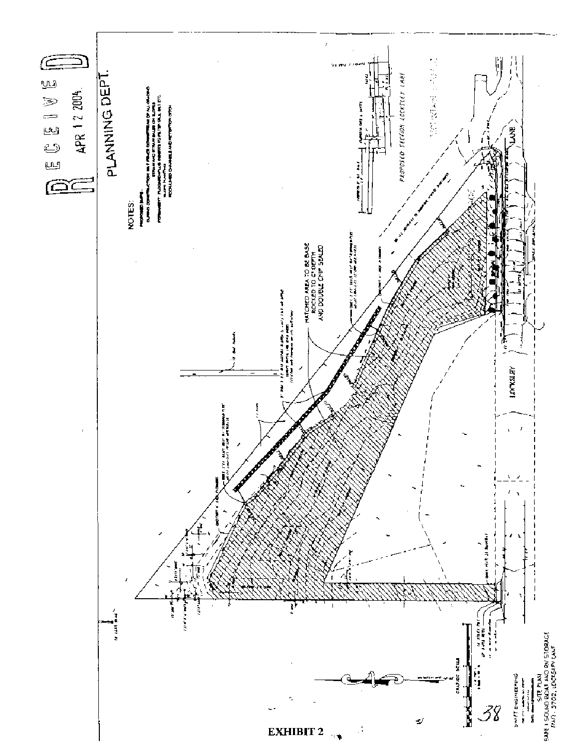RECEIVED

APR 12 2004

PLANNING DEPT.

NOTES:

HATCHED AREA TO BE BASE ROCKED TO 6" DEPTH AND DOUBLE CHIP SEALED

PROPOSED SECTION LOCKSLEY LANE

LOCKSLEY LANE

GRAPHIC SCALE

SWIFT ENGINEERING

SITE PLAN

SAFE 1 SOUND BOAT AND RV STORAGE

EXHIBIT 2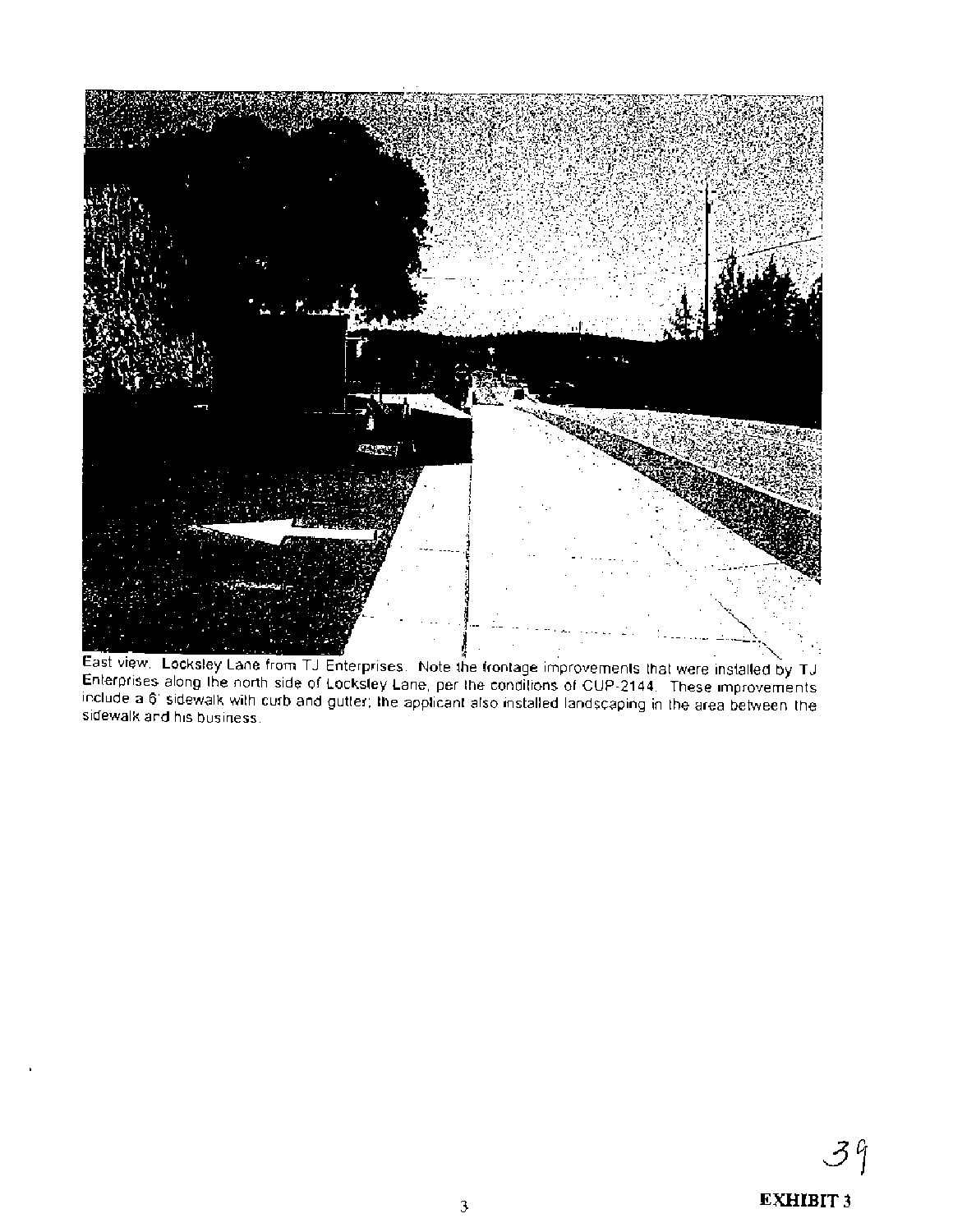East view. Locksley Lane from TJ Enterprises. Note the frontage improvements that were installed by TJ Enterprises along the north side of Locksley Lane, per the conditions of CUP-2144. These improvements include a 6' sidewalk with curb and gutter; the applicant also installed landscaping in the area between the sidewalk and his business.

**EXHIBIT 3**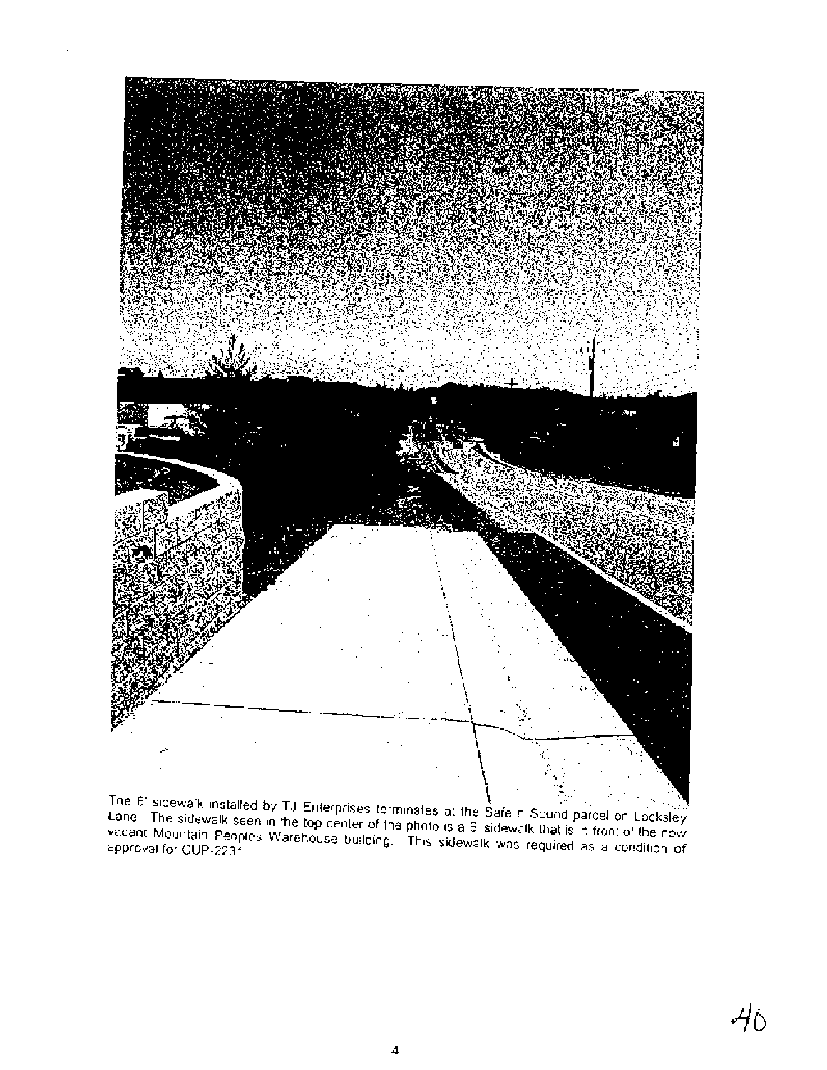The 6' sidewalk installed by TJ Enterprises terminates at the Safe n Sound parcel on Locksley Lane. The sidewalk seen in the top center of the photo is a 6' sidewalk that is in front of the now vacant Mountain Peoples Warehouse building. This sidewalk was required as a condition of approval for CUP-2231.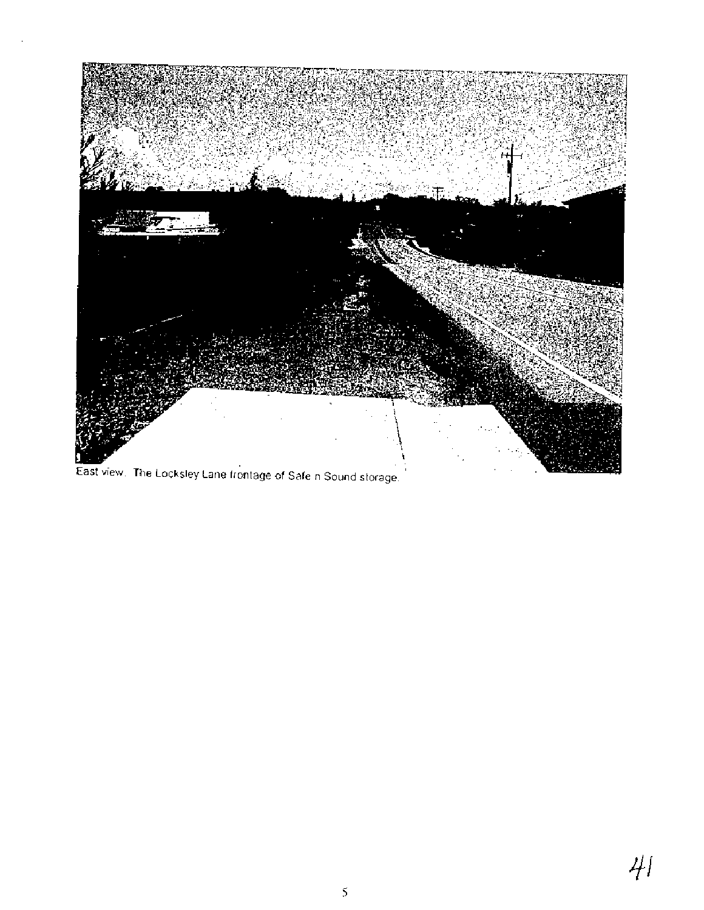East view. The Locksley Lane frontage of Safe n Sound storage.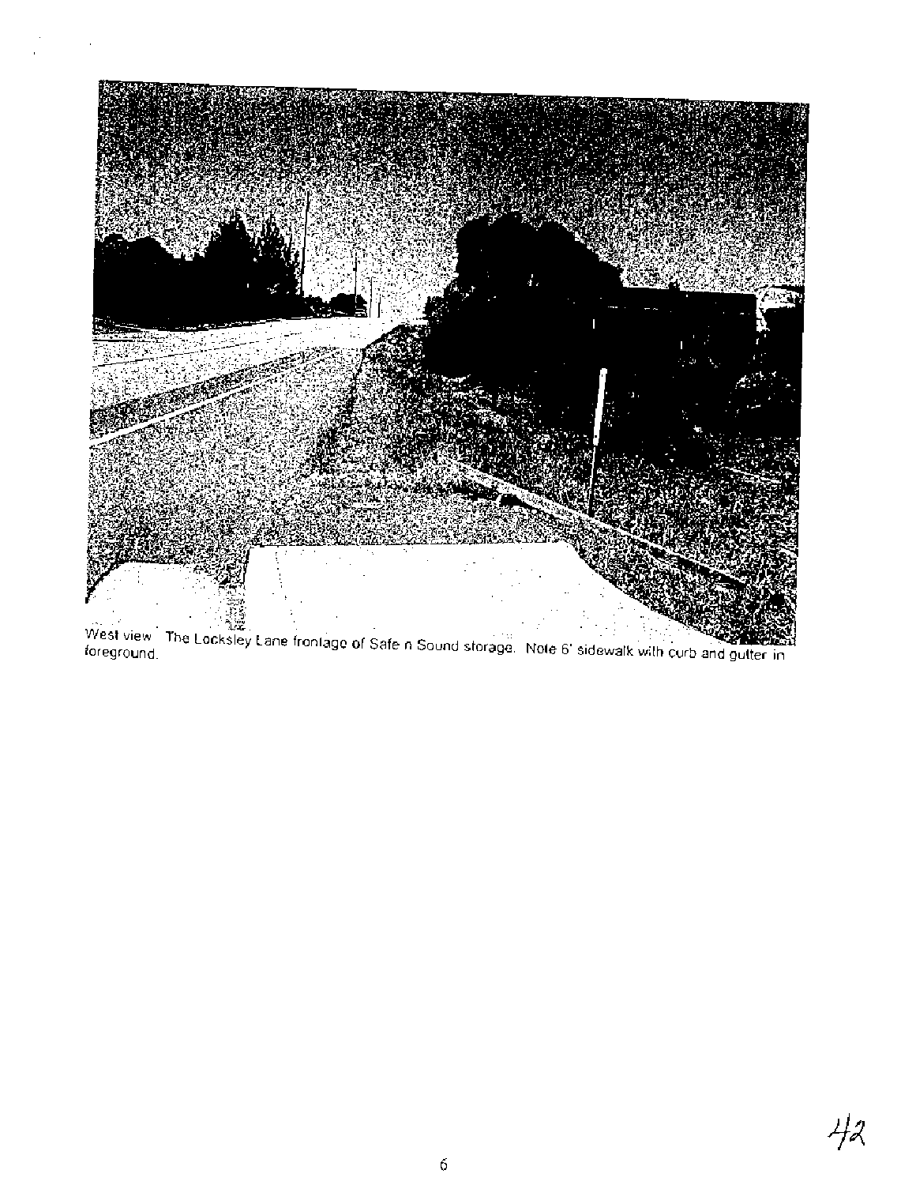West view. The Locksley Lane frontage of Safe n Sound storage. Note 6' sidewalk with curb and gutter in foreground.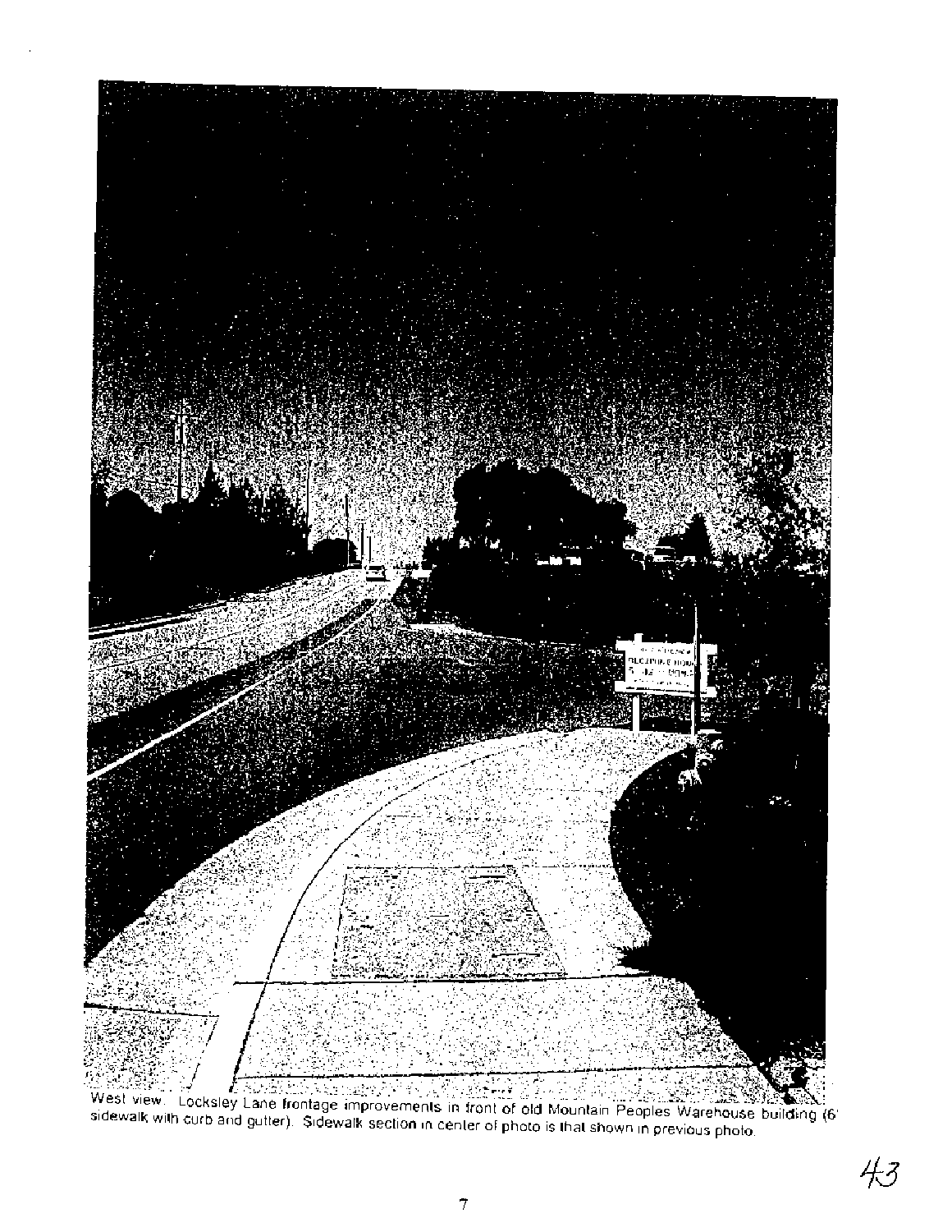West view. Locksley Lane frontage improvements in front of old Mountain Peoples Warehouse building (6' sidewalk with curb and gutter). Sidewalk section in center of photo is that shown in previous photo.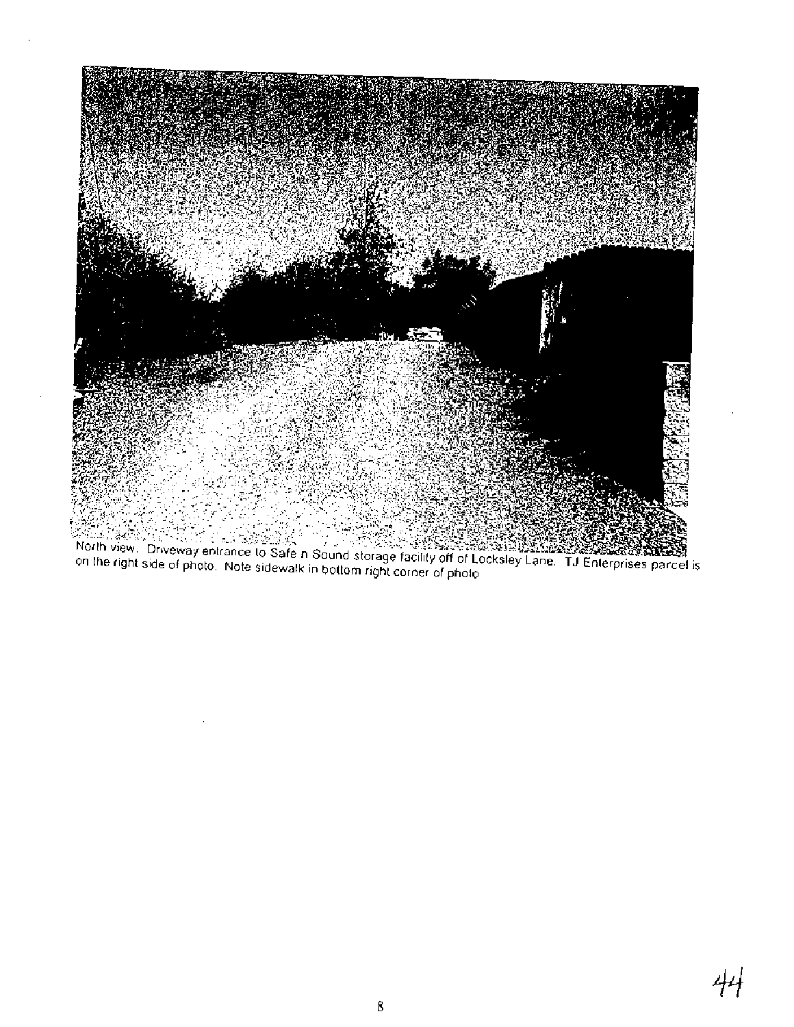North view. Driveway entrance to Safe n Sound storage facility off of Locksley Lane. TJ Enterprises parcel is on the right side of photo. Note sidewalk in bottom right corner of photo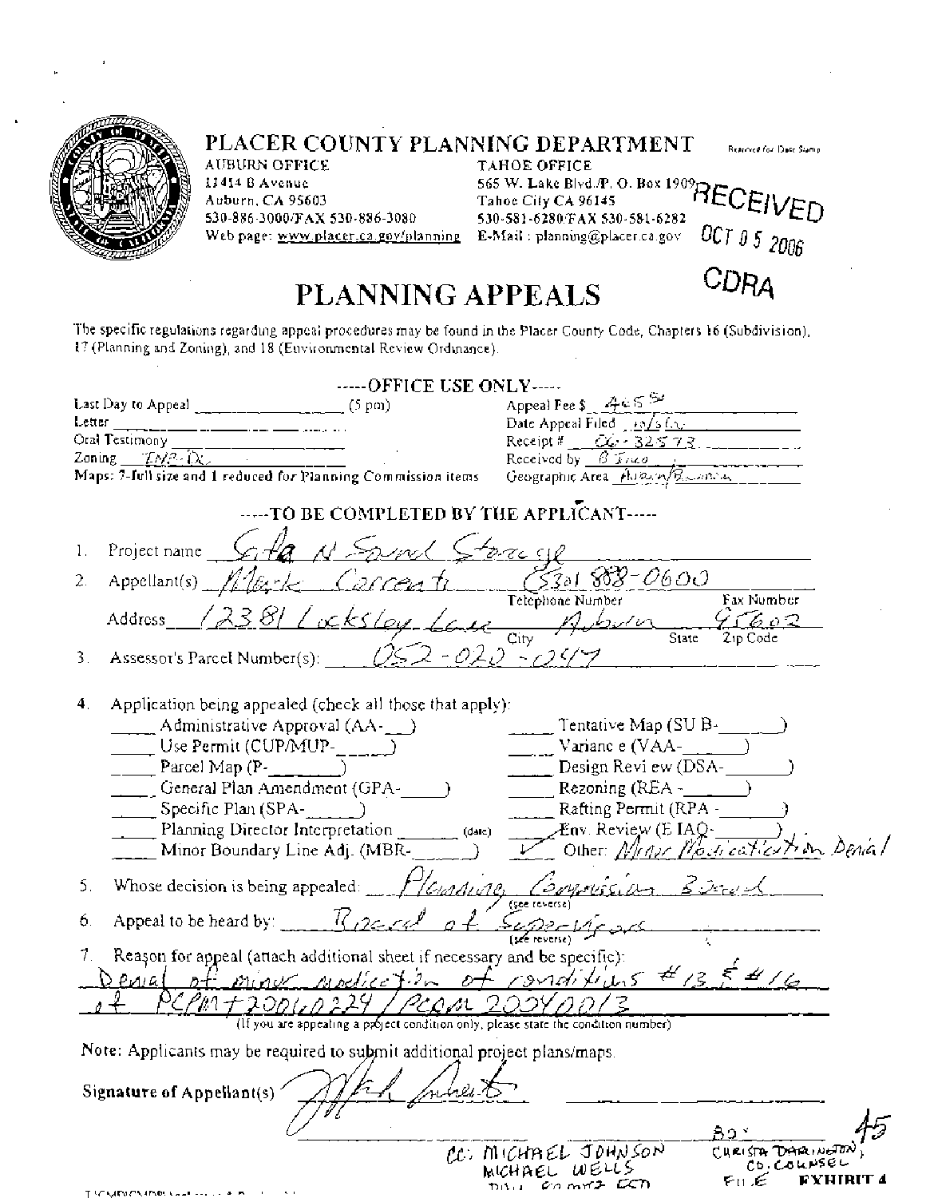# PLACER COUNTY PLANNING DEPARTMENT

Reserved for Date Stamp

**AUBURN OFFICE**
11414 B Avenue
Auburn, CA 95603
530-886-3000/FAX 530-886-3080
Web page: www.placer.ca.gov/planning

**TAHOE OFFICE**
565 W. Lake Blvd./P. O. Box 1909
Tahoe City CA 96145
530-581-6280/FAX 530-581-6282
E-Mail : planning@placer.ca.gov

RECEIVED
OCT 05 2006
CDRA

# PLANNING APPEALS

The specific regulations regarding appeal procedures may be found in the Placer County Code, Chapters 16 (Subdivision), 17 (Planning and Zoning), and 18 (Environmental Review Ordinance).

-----OFFICE USE ONLY-----

Last Day to Appeal ________________ (5 pm)
Letter ________________
Oral Testimony ________________
Zoning INP-Dc
Maps: 7-full size and 1 reduced for Planning Commission items

Appeal Fee $ 465
Date Appeal Filed 10/5/06
Receipt # 06-32573
Received by B Jaco
Geographic Area Auburn/Bowman

-----TO BE COMPLETED BY THE APPLICANT-----

1. Project name Gta N Sand Storage
2. Appellant(s) Mark Carcenti (530) 888-0600
   Telephone Number ______ Fax Number ______
   Address 12381 Locksley Lane Auburn 95602
   City ______ State ______ Zip Code ______
3. Assessor's Parcel Number(s): 052-020-047

4. Application being appealed (check all those that apply):
   - ____ Administrative Approval (AA-___)
   - ____ Use Permit (CUP/MUP-______)
   - ____ Parcel Map (P-________)
   - ____ General Plan Amendment (GPA-_____)
   - ____ Specific Plan (SPA-______)
   - ____ Planning Director Interpretation ______ (date)
   - ____ Minor Boundary Line Adj. (MBR-______)
   - ____ Tentative Map (SUB-______)
   - ____ Variance (VAA-______)
   - ____ Design Review (DSA-______)
   - ____ Rezoning (REA -______)
   - ____ Rafting Permit (RPA -______)
   - ____ Env. Review (EIAQ-______)
   - ✓ Other: Minor Modification Denial

5. Whose decision is being appealed: Planning Commission Board (see reverse)
6. Appeal to be heard by: Board of Supervisors (see reverse)
7. Reason for appeal (attach additional sheet if necessary and be specific):
   Denial of minor modification of conditions #13 & #16 of PCPM T20060224 / PCRM 20040013
   (If you are appealing a project condition only, please state the condition number)

Note: Applicants may be required to submit additional project plans/maps.

**Signature of Appellant(s)** [signature]

CC: MICHAEL JOHNSON
MICHAEL WELLS
BILL ______ CEO

BOS
CHRISTA DARLINGTON, CO. COUNSEL
FILE

EXHIBIT 4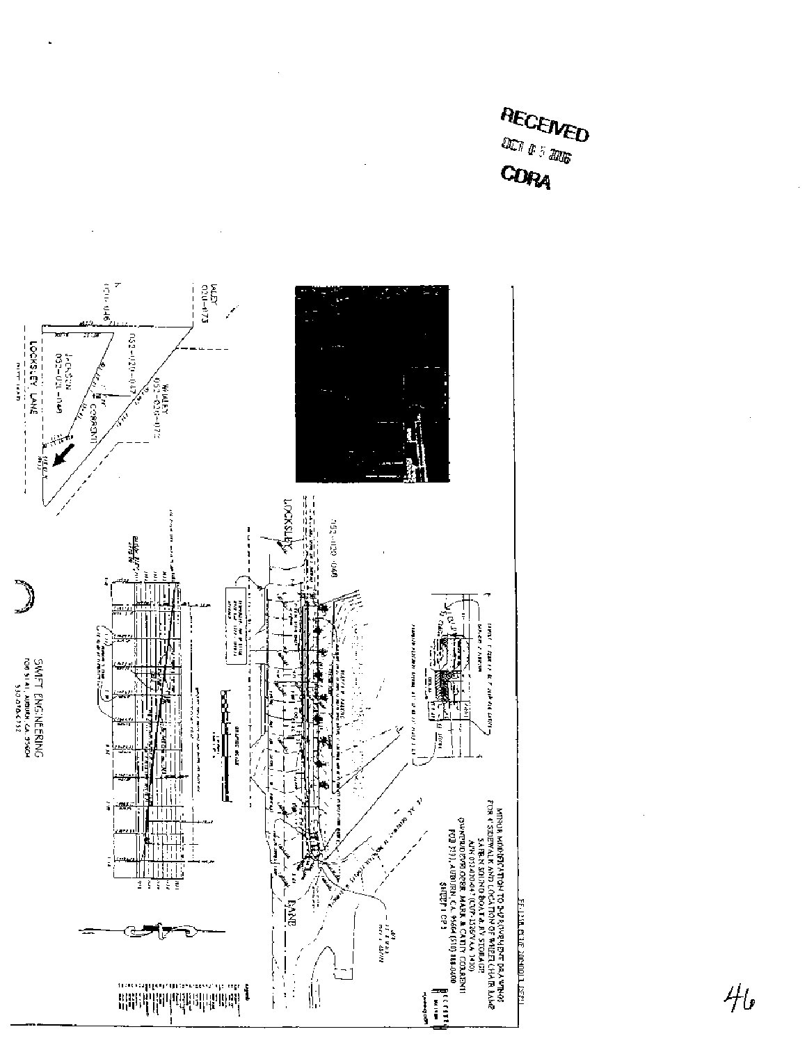RECEIVED
OCT 05 2006
CDRA

MINOR MODIFICATION TO 3-D PAVEMENT DRAWINGS
FOR 4' SIDEWALK AND LOCATION OF WHEELCHAIR RAMP
SAFE-N-SOUND BOAT & RV STORAGE
APN 052-020-047 (CUP-1526/VAA-3430)
OWNER/DEVELOPER: MARK & CATHY CORRENTI
POB 3311, AUBURN, CA 95604 (530) 888-0408
SHEET 1 OF 1

LOCKSLEY LANE

JACKSON
052-020-049

WHALEY
052-020-072

052-020-047
CORRENTI

052-020-046

LOCKSLEY

LANE

052-020-049

SWIFT ENGINEERING
POB 5141, AUBURN, CA 95604
530-906-4732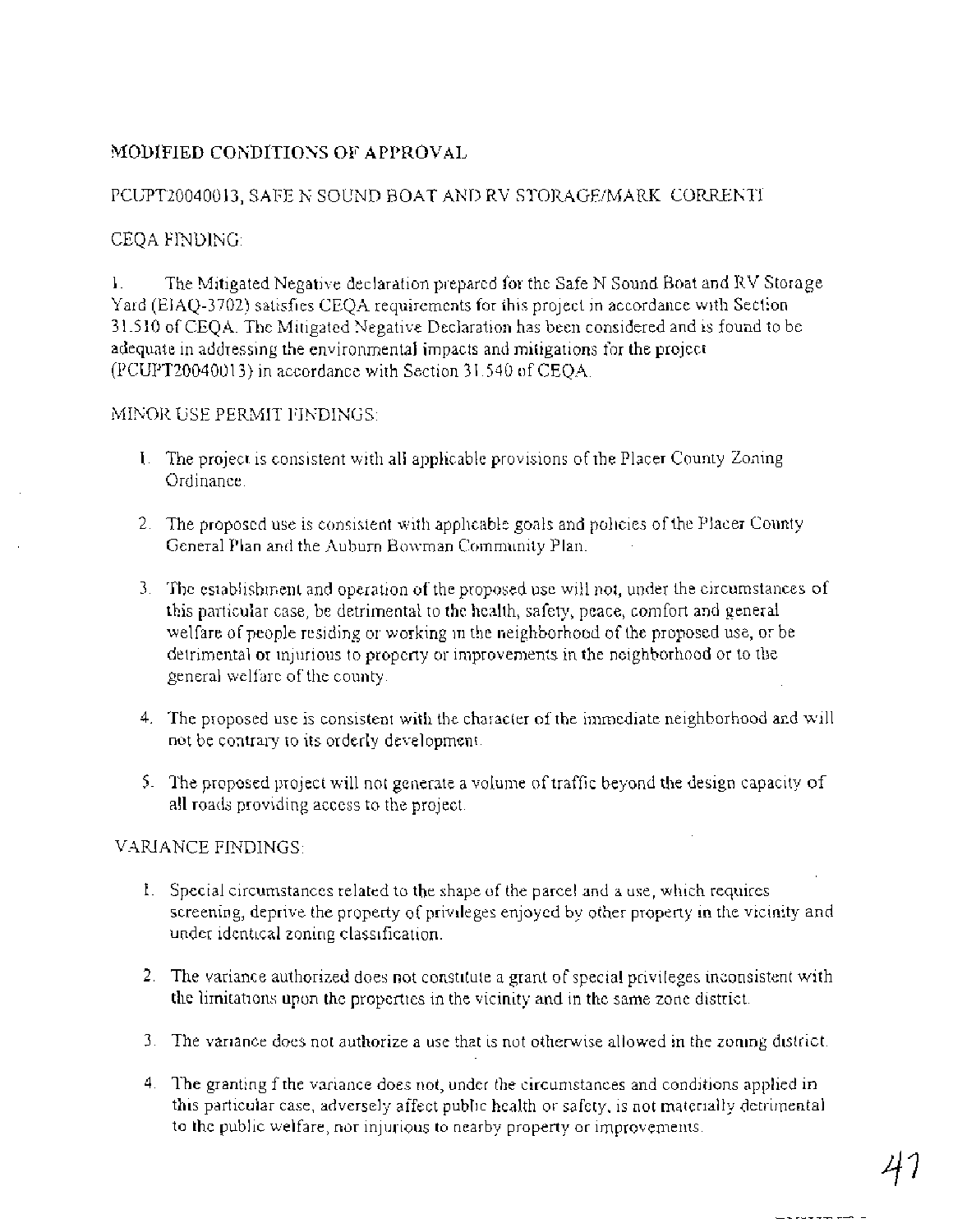MODIFIED CONDITIONS OF APPROVAL

PCUPT20040013, SAFE N SOUND BOAT AND RV STORAGE/MARK CORRENTI

CEQA FINDING:

1. The Mitigated Negative declaration prepared for the Safe N Sound Boat and RV Storage Yard (EIAQ-3702) satisfies CEQA requirements for this project in accordance with Section 31.510 of CEQA. The Mitigated Negative Declaration has been considered and is found to be adequate in addressing the environmental impacts and mitigations for the project (PCUPT20040013) in accordance with Section 31.540 of CEQA.

MINOR USE PERMIT FINDINGS:

1. The project is consistent with all applicable provisions of the Placer County Zoning Ordinance.

2. The proposed use is consistent with applicable goals and policies of the Placer County General Plan and the Auburn Bowman Community Plan.

3. The establishment and operation of the proposed use will not, under the circumstances of this particular case, be detrimental to the health, safety, peace, comfort and general welfare of people residing or working in the neighborhood of the proposed use, or be detrimental or injurious to property or improvements in the neighborhood or to the general welfare of the county.

4. The proposed use is consistent with the character of the immediate neighborhood and will not be contrary to its orderly development.

5. The proposed project will not generate a volume of traffic beyond the design capacity of all roads providing access to the project.

VARIANCE FINDINGS:

1. Special circumstances related to the shape of the parcel and a use, which requires screening, deprive the property of privileges enjoyed by other property in the vicinity and under identical zoning classification.

2. The variance authorized does not constitute a grant of special privileges inconsistent with the limitations upon the properties in the vicinity and in the same zone district.

3. The variance does not authorize a use that is not otherwise allowed in the zoning district.

4. The granting f the variance does not, under the circumstances and conditions applied in this particular case, adversely affect public health or safety, is not materially detrimental to the public welfare, nor injurious to nearby property or improvements.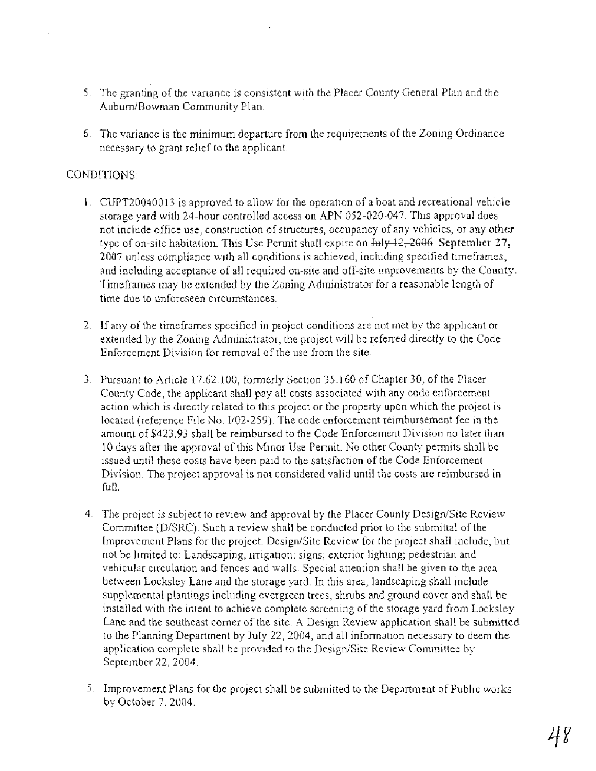5. The granting of the variance is consistent with the Placer County General Plan and the Auburn/Bowman Community Plan.

6. The variance is the minimum departure from the requirements of the Zoning Ordinance necessary to grant relief to the applicant.

CONDITIONS:

1. CUPT20040013 is approved to allow for the operation of a boat and recreational vehicle storage yard with 24-hour controlled access on APN 052-020-047. This approval does not include office use, construction of structures, occupancy of any vehicles, or any other type of on-site habitation. This Use Permit shall expire on ~~July 12, 2006~~ **September 27, 2007** unless compliance with all conditions is achieved, including specified timeframes, and including acceptance of all required on-site and off-site improvements by the County. Timeframes may be extended by the Zoning Administrator for a reasonable length of time due to unforeseen circumstances.

2. If any of the timeframes specified in project conditions are not met by the applicant or extended by the Zoning Administrator, the project will be referred directly to the Code Enforcement Division for removal of the use from the site.

3. Pursuant to Article 17.62.100, formerly Section 35.160 of Chapter 30, of the Placer County Code, the applicant shall pay all costs associated with any code enforcement action which is directly related to this project or the property upon which the project is located (reference File No. I/02-259). The code enforcement reimbursement fee in the amount of $423.93 shall be reimbursed to the Code Enforcement Division no later than 10 days after the approval of this Minor Use Permit. No other County permits shall be issued until these costs have been paid to the satisfaction of the Code Enforcement Division. The project approval is not considered valid until the costs are reimbursed in full.

4. The project is subject to review and approval by the Placer County Design/Site Review Committee (D/SRC). Such a review shall be conducted prior to the submittal of the Improvement Plans for the project. Design/Site Review for the project shall include, but not be limited to: Landscaping, irrigation; signs; exterior lighting; pedestrian and vehicular circulation and fences and walls. Special attention shall be given to the area between Locksley Lane and the storage yard. In this area, landscaping shall include supplemental plantings including evergreen trees, shrubs and ground cover and shall be installed with the intent to achieve complete screening of the storage yard from Locksley Lane and the southeast corner of the site. A Design Review application shall be submitted to the Planning Department by July 22, 2004, and all information necessary to deem the application complete shall be provided to the Design/Site Review Committee by September 22, 2004.

5. Improvement Plans for the project shall be submitted to the Department of Public works by October 7, 2004.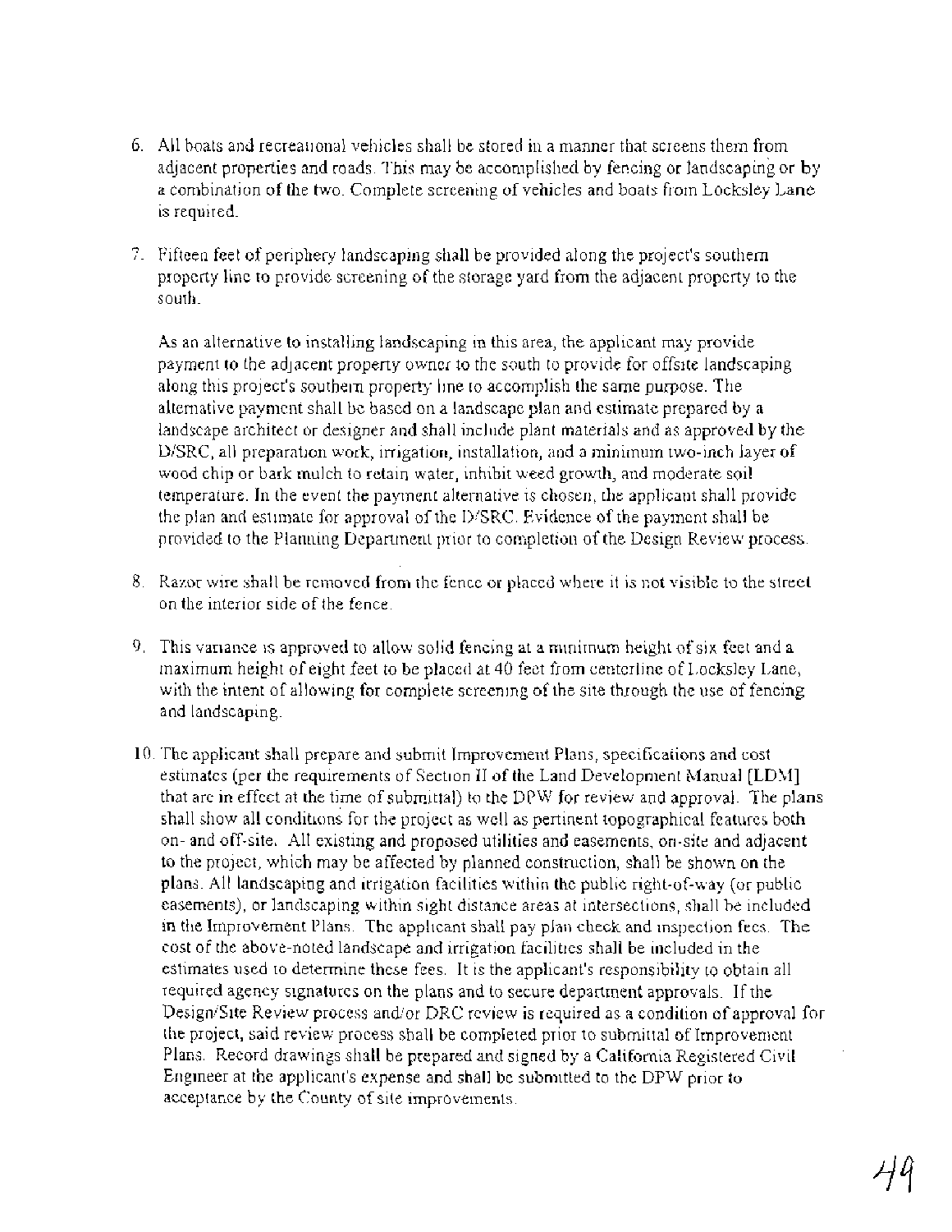6. All boats and recreational vehicles shall be stored in a manner that screens them from adjacent properties and roads. This may be accomplished by fencing or landscaping or by a combination of the two. Complete screening of vehicles and boats from Locksley Lane is required.

7. Fifteen feet of periphery landscaping shall be provided along the project's southern property line to provide screening of the storage yard from the adjacent property to the south.

   As an alternative to installing landscaping in this area, the applicant may provide payment to the adjacent property owner to the south to provide for offsite landscaping along this project's southern property line to accomplish the same purpose. The alternative payment shall be based on a landscape plan and estimate prepared by a landscape architect or designer and shall include plant materials and as approved by the D/SRC, all preparation work, irrigation, installation, and a minimum two-inch layer of wood chip or bark mulch to retain water, inhibit weed growth, and moderate soil temperature. In the event the payment alternative is chosen, the applicant shall provide the plan and estimate for approval of the D/SRC. Evidence of the payment shall be provided to the Planning Department prior to completion of the Design Review process.

8. Razor wire shall be removed from the fence or placed where it is not visible to the street on the interior side of the fence.

9. This variance is approved to allow solid fencing at a minimum height of six feet and a maximum height of eight feet to be placed at 40 feet from centerline of Locksley Lane, with the intent of allowing for complete screening of the site through the use of fencing and landscaping.

10. The applicant shall prepare and submit Improvement Plans, specifications and cost estimates (per the requirements of Section II of the Land Development Manual [LDM] that are in effect at the time of submittal) to the DPW for review and approval. The plans shall show all conditions for the project as well as pertinent topographical features both on- and off-site. All existing and proposed utilities and easements, on-site and adjacent to the project, which may be affected by planned construction, shall be shown on the plans. All landscaping and irrigation facilities within the public right-of-way (or public easements), or landscaping within sight distance areas at intersections, shall be included in the Improvement Plans. The applicant shall pay plan check and inspection fees. The cost of the above-noted landscape and irrigation facilities shall be included in the estimates used to determine these fees. It is the applicant's responsibility to obtain all required agency signatures on the plans and to secure department approvals. If the Design/Site Review process and/or DRC review is required as a condition of approval for the project, said review process shall be completed prior to submittal of Improvement Plans. Record drawings shall be prepared and signed by a California Registered Civil Engineer at the applicant's expense and shall be submitted to the DPW prior to acceptance by the County of site improvements.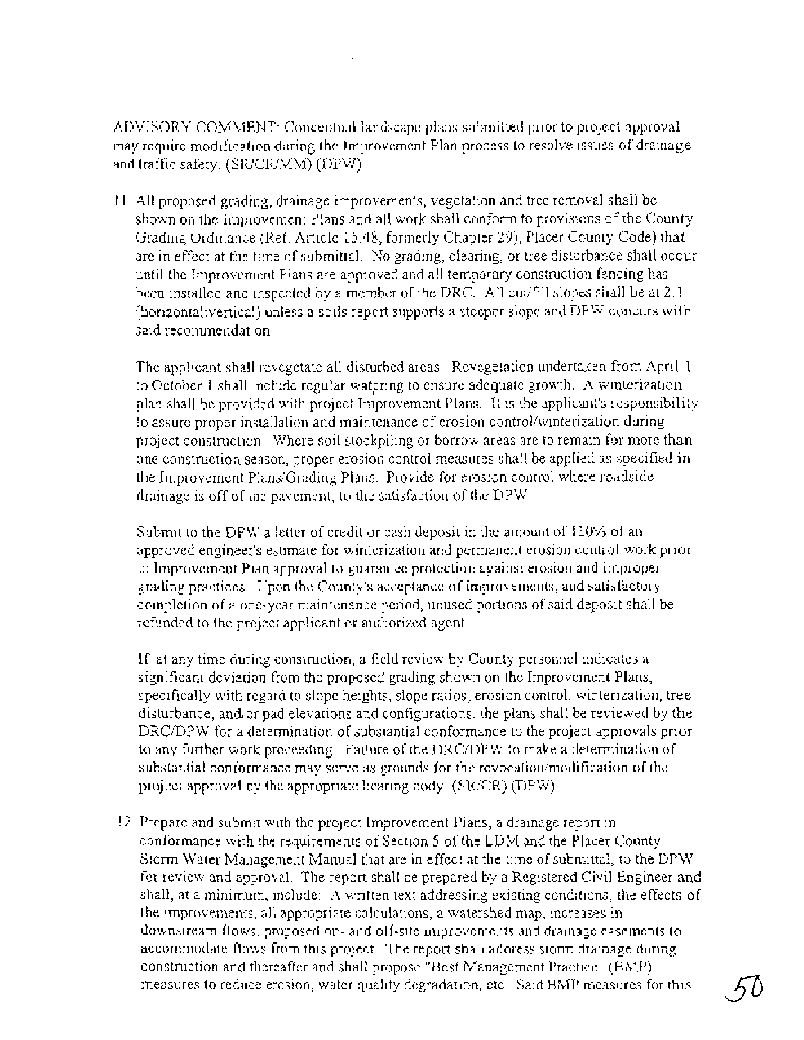ADVISORY COMMENT: Conceptual landscape plans submitted prior to project approval may require modification during the Improvement Plan process to resolve issues of drainage and traffic safety. (SR/CR/MM) (DPW)

11. All proposed grading, drainage improvements, vegetation and tree removal shall be shown on the Improvement Plans and all work shall conform to provisions of the County Grading Ordinance (Ref. Article 15.48, formerly Chapter 29), Placer County Code) that are in effect at the time of submittal. No grading, clearing, or tree disturbance shall occur until the Improvement Plans are approved and all temporary construction fencing has been installed and inspected by a member of the DRC. All cut/fill slopes shall be at 2:1 (horizontal:vertical) unless a soils report supports a steeper slope and DPW concurs with said recommendation.

   The applicant shall revegetate all disturbed areas. Revegetation undertaken from April 1 to October 1 shall include regular watering to ensure adequate growth. A winterization plan shall be provided with project Improvement Plans. It is the applicant's responsibility to assure proper installation and maintenance of erosion control/winterization during project construction. Where soil stockpiling or borrow areas are to remain for more than one construction season, proper erosion control measures shall be applied as specified in the Improvement Plans/Grading Plans. Provide for erosion control where roadside drainage is off of the pavement, to the satisfaction of the DPW.

   Submit to the DPW a letter of credit or cash deposit in the amount of 110% of an approved engineer's estimate for winterization and permanent erosion control work prior to Improvement Plan approval to guarantee protection against erosion and improper grading practices. Upon the County's acceptance of improvements, and satisfactory completion of a one-year maintenance period, unused portions of said deposit shall be refunded to the project applicant or authorized agent.

   If, at any time during construction, a field review by County personnel indicates a significant deviation from the proposed grading shown on the Improvement Plans, specifically with regard to slope heights, slope ratios, erosion control, winterization, tree disturbance, and/or pad elevations and configurations, the plans shall be reviewed by the DRC/DPW for a determination of substantial conformance to the project approvals prior to any further work proceeding. Failure of the DRC/DPW to make a determination of substantial conformance may serve as grounds for the revocation/modification of the project approval by the appropriate hearing body. (SR/CR) (DPW)

12. Prepare and submit with the project Improvement Plans, a drainage report in conformance with the requirements of Section 5 of the LDM and the Placer County Storm Water Management Manual that are in effect at the time of submittal, to the DPW for review and approval. The report shall be prepared by a Registered Civil Engineer and shall, at a minimum, include: A written text addressing existing conditions, the effects of the improvements, all appropriate calculations, a watershed map, increases in downstream flows, proposed on- and off-site improvements and drainage easements to accommodate flows from this project. The report shall address storm drainage during construction and thereafter and shall propose "Best Management Practice" (BMP) measures to reduce erosion, water quality degradation, etc. Said BMP measures for this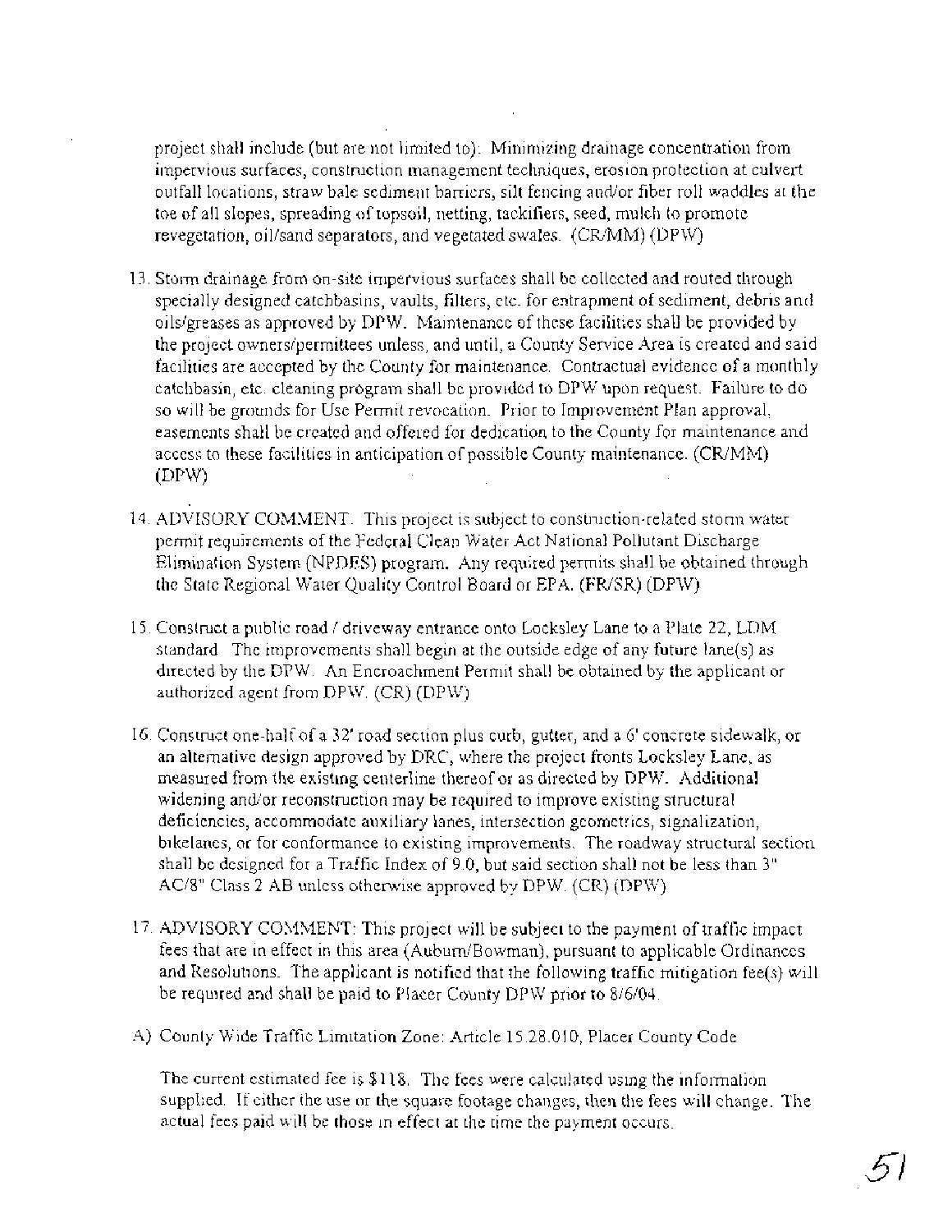project shall include (but are not limited to): Minimizing drainage concentration from impervious surfaces, construction management techniques, erosion protection at culvert outfall locations, straw bale sediment barriers, silt fencing and/or fiber roll waddles at the toe of all slopes, spreading of topsoil, netting, tackifiers, seed, mulch to promote revegetation, oil/sand separators, and vegetated swales. (CR/MM) (DPW)

13. Storm drainage from on-site impervious surfaces shall be collected and routed through specially designed catchbasins, vaults, filters, etc. for entrapment of sediment, debris and oils/greases as approved by DPW. Maintenance of these facilities shall be provided by the project owners/permittees unless, and until, a County Service Area is created and said facilities are accepted by the County for maintenance. Contractual evidence of a monthly catchbasin, etc. cleaning program shall be provided to DPW upon request. Failure to do so will be grounds for Use Permit revocation. Prior to Improvement Plan approval, easements shall be created and offered for dedication to the County for maintenance and access to these facilities in anticipation of possible County maintenance. (CR/MM) (DPW)

14. ADVISORY COMMENT. This project is subject to construction-related storm water permit requirements of the Federal Clean Water Act National Pollutant Discharge Elimination System (NPDES) program. Any required permits shall be obtained through the State Regional Water Quality Control Board or EPA. (FR/SR) (DPW)

15. Construct a public road / driveway entrance onto Locksley Lane to a Plate 22, LDM standard. The improvements shall begin at the outside edge of any future lane(s) as directed by the DPW. An Encroachment Permit shall be obtained by the applicant or authorized agent from DPW. (CR) (DPW)

16. Construct one-half of a 32' road section plus curb, gutter, and a 6' concrete sidewalk, or an alternative design approved by DRC, where the project fronts Locksley Lane, as measured from the existing centerline thereof or as directed by DPW. Additional widening and/or reconstruction may be required to improve existing structural deficiencies, accommodate auxiliary lanes, intersection geometrics, signalization, bikelanes, or for conformance to existing improvements. The roadway structural section shall be designed for a Traffic Index of 9.0, but said section shall not be less than 3" AC/8" Class 2 AB unless otherwise approved by DPW. (CR) (DPW)

17. ADVISORY COMMENT: This project will be subject to the payment of traffic impact fees that are in effect in this area (Auburn/Bowman), pursuant to applicable Ordinances and Resolutions. The applicant is notified that the following traffic mitigation fee(s) will be required and shall be paid to Placer County DPW prior to 8/6/04.

A) County Wide Traffic Limitation Zone: Article 15.28.010, Placer County Code

The current estimated fee is $118. The fees were calculated using the information supplied. If either the use or the square footage changes, then the fees will change. The actual fees paid will be those in effect at the time the payment occurs.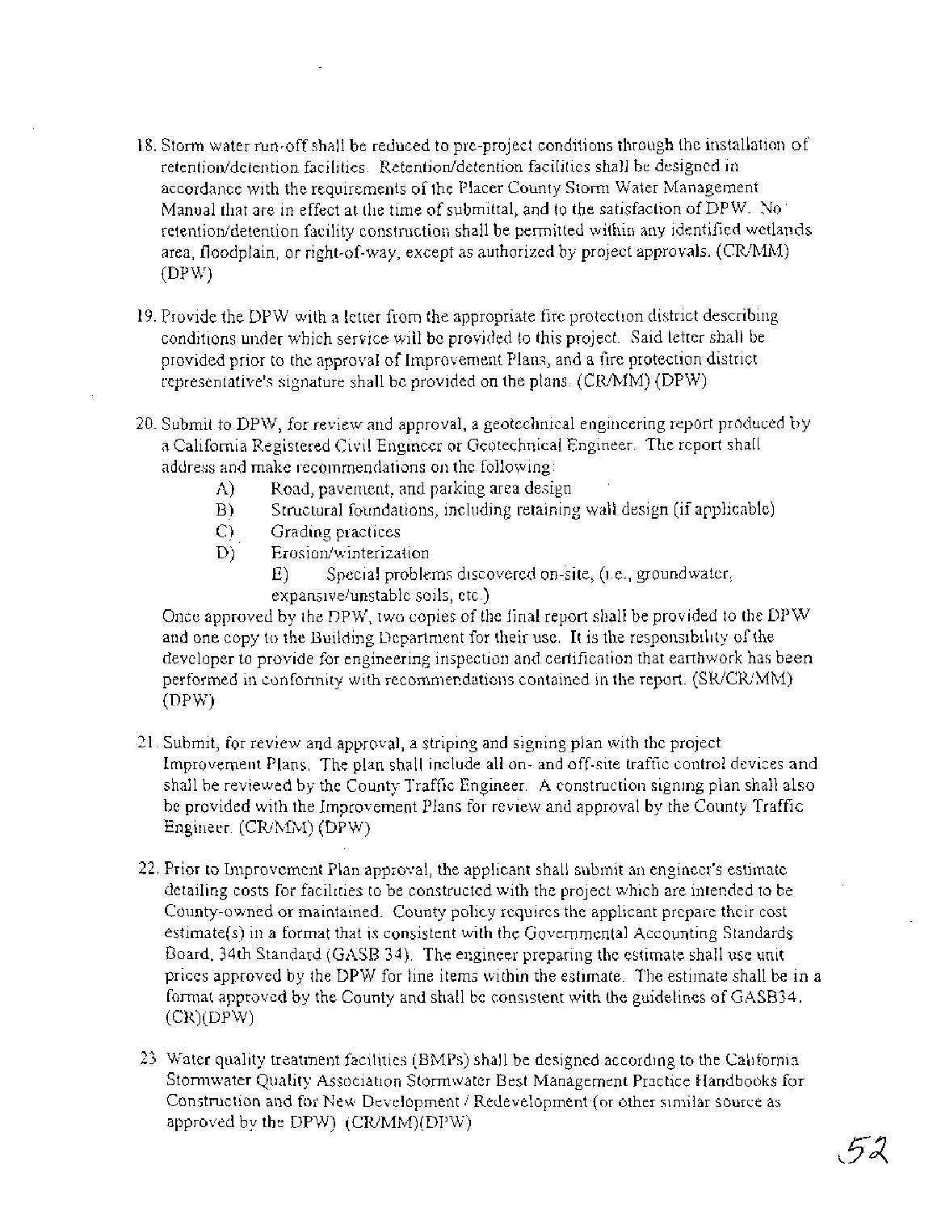18. Storm water run-off shall be reduced to pre-project conditions through the installation of retention/detention facilities. Retention/detention facilities shall be designed in accordance with the requirements of the Placer County Storm Water Management Manual that are in effect at the time of submittal, and to the satisfaction of DPW. No retention/detention facility construction shall be permitted within any identified wetlands area, floodplain, or right-of-way, except as authorized by project approvals. (CR/MM) (DPW)

19. Provide the DPW with a letter from the appropriate fire protection district describing conditions under which service will be provided to this project. Said letter shall be provided prior to the approval of Improvement Plans, and a fire protection district representative's signature shall be provided on the plans. (CR/MM) (DPW)

20. Submit to DPW, for review and approval, a geotechnical engineering report produced by a California Registered Civil Engineer or Geotechnical Engineer. The report shall address and make recommendations on the following:
    - A) Road, pavement, and parking area design
    - B) Structural foundations, including retaining wall design (if applicable)
    - C) Grading practices
    - D) Erosion/winterization
    - E) Special problems discovered on-site, (i.e., groundwater, expansive/unstable soils, etc.)

    Once approved by the DPW, two copies of the final report shall be provided to the DPW and one copy to the Building Department for their use. It is the responsibility of the developer to provide for engineering inspection and certification that earthwork has been performed in conformity with recommendations contained in the report. (SR/CR/MM) (DPW)

21. Submit, for review and approval, a striping and signing plan with the project Improvement Plans. The plan shall include all on- and off-site traffic control devices and shall be reviewed by the County Traffic Engineer. A construction signing plan shall also be provided with the Improvement Plans for review and approval by the County Traffic Engineer. (CR/MM) (DPW)

22. Prior to Improvement Plan approval, the applicant shall submit an engineer's estimate detailing costs for facilities to be constructed with the project which are intended to be County-owned or maintained. County policy requires the applicant prepare their cost estimate(s) in a format that is consistent with the Governmental Accounting Standards Board, 34th Standard (GASB 34). The engineer preparing the estimate shall use unit prices approved by the DPW for line items within the estimate. The estimate shall be in a format approved by the County and shall be consistent with the guidelines of GASB34. (CR)(DPW)

23. Water quality treatment facilities (BMPs) shall be designed according to the California Stormwater Quality Association Stormwater Best Management Practice Handbooks for Construction and for New Development / Redevelopment (or other similar source as approved by the DPW). (CR/MM)(DPW)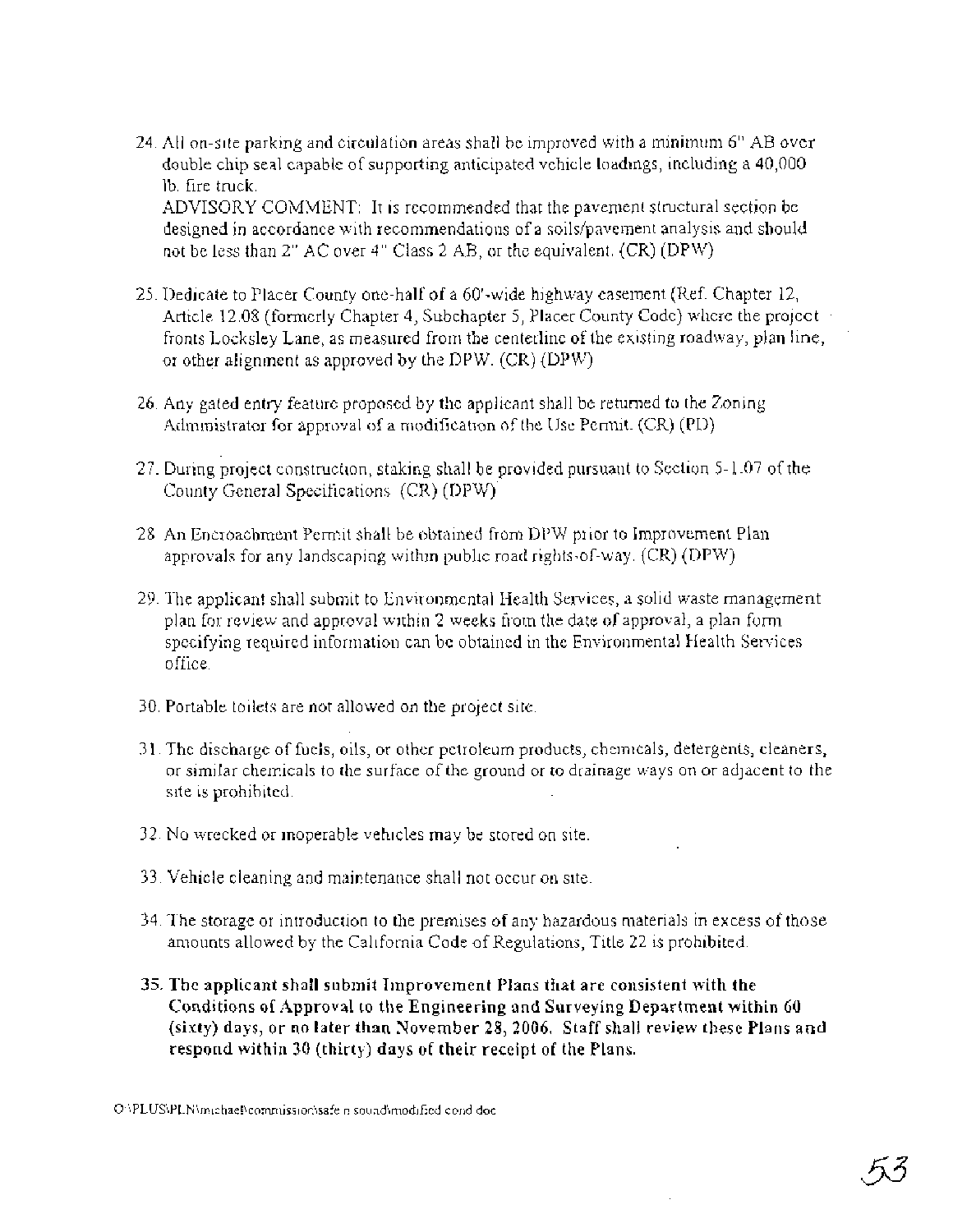24. All on-site parking and circulation areas shall be improved with a minimum 6" AB over double chip seal capable of supporting anticipated vehicle loadings, including a 40,000 lb. fire truck.
    ADVISORY COMMENT: It is recommended that the pavement structural section be designed in accordance with recommendations of a soils/pavement analysis and should not be less than 2" AC over 4" Class 2 AB, or the equivalent. (CR) (DPW)

25. Dedicate to Placer County one-half of a 60'-wide highway easement (Ref. Chapter 12, Article 12.08 (formerly Chapter 4, Subchapter 5, Placer County Code) where the project fronts Locksley Lane, as measured from the centerline of the existing roadway, plan line, or other alignment as approved by the DPW. (CR) (DPW)

26. Any gated entry feature proposed by the applicant shall be returned to the Zoning Administrator for approval of a modification of the Use Permit. (CR) (PD)

27. During project construction, staking shall be provided pursuant to Section 5-1.07 of the County General Specifications. (CR) (DPW)

28. An Encroachment Permit shall be obtained from DPW prior to Improvement Plan approvals for any landscaping within public road rights-of-way. (CR) (DPW)

29. The applicant shall submit to Environmental Health Services, a solid waste management plan for review and approval within 2 weeks from the date of approval, a plan form specifying required information can be obtained in the Environmental Health Services office.

30. Portable toilets are not allowed on the project site.

31. The discharge of fuels, oils, or other petroleum products, chemicals, detergents, cleaners, or similar chemicals to the surface of the ground or to drainage ways on or adjacent to the site is prohibited.

32. No wrecked or inoperable vehicles may be stored on site.

33. Vehicle cleaning and maintenance shall not occur on site.

34. The storage or introduction to the premises of any hazardous materials in excess of those amounts allowed by the California Code of Regulations, Title 22 is prohibited.

35. **The applicant shall submit Improvement Plans that are consistent with the Conditions of Approval to the Engineering and Surveying Department within 60 (sixty) days, or no later than November 28, 2006. Staff shall review these Plans and respond within 30 (thirty) days of their receipt of the Plans.**

O:\PLUS\PLN\michael\commission\safe n sound\modified cond.doc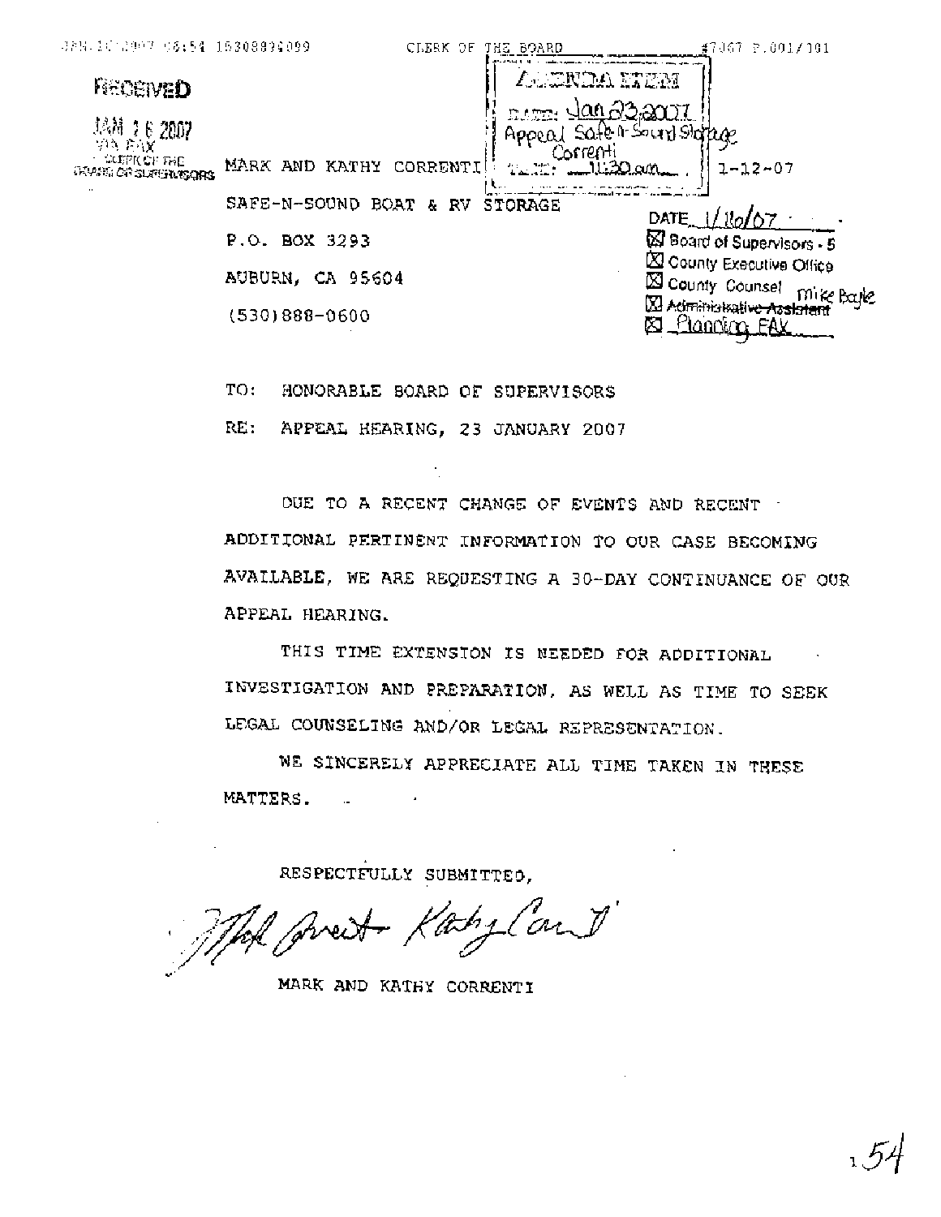RECEIVED

JAN 16 2007

VIA FAX

CLERK OF THE BOARD OF SUPERVISORS

AGENDA ITEM

DATE: Jan 23, 2007

Appeal Safe-N-Sound Storage Correnti

TIME: 11:30 am

MARK AND KATHY CORRENTI

1-12-07

SAFE-N-SOUND BOAT & RV STORAGE

P.O. BOX 3293

AUBURN, CA 95604

(530)888-0600

DATE 1/16/07

☒ Board of Supervisors - 5
☒ County Executive Office
☒ County Counsel Mike Boyle
☒ ~~Administrative Assistant~~
☒ Planning FAX

TO: HONORABLE BOARD OF SUPERVISORS

RE: APPEAL HEARING, 23 JANUARY 2007

DUE TO A RECENT CHANGE OF EVENTS AND RECENT ADDITIONAL PERTINENT INFORMATION TO OUR CASE BECOMING AVAILABLE, WE ARE REQUESTING A 30-DAY CONTINUANCE OF OUR APPEAL HEARING.

THIS TIME EXTENSION IS NEEDED FOR ADDITIONAL INVESTIGATION AND PREPARATION, AS WELL AS TIME TO SEEK LEGAL COUNSELING AND/OR LEGAL REPRESENTATION.

WE SINCERELY APPRECIATE ALL TIME TAKEN IN THESE MATTERS.

RESPECTFULLY SUBMITTED,

*Mark Correnti Kathy Correnti*

MARK AND KATHY CORRENTI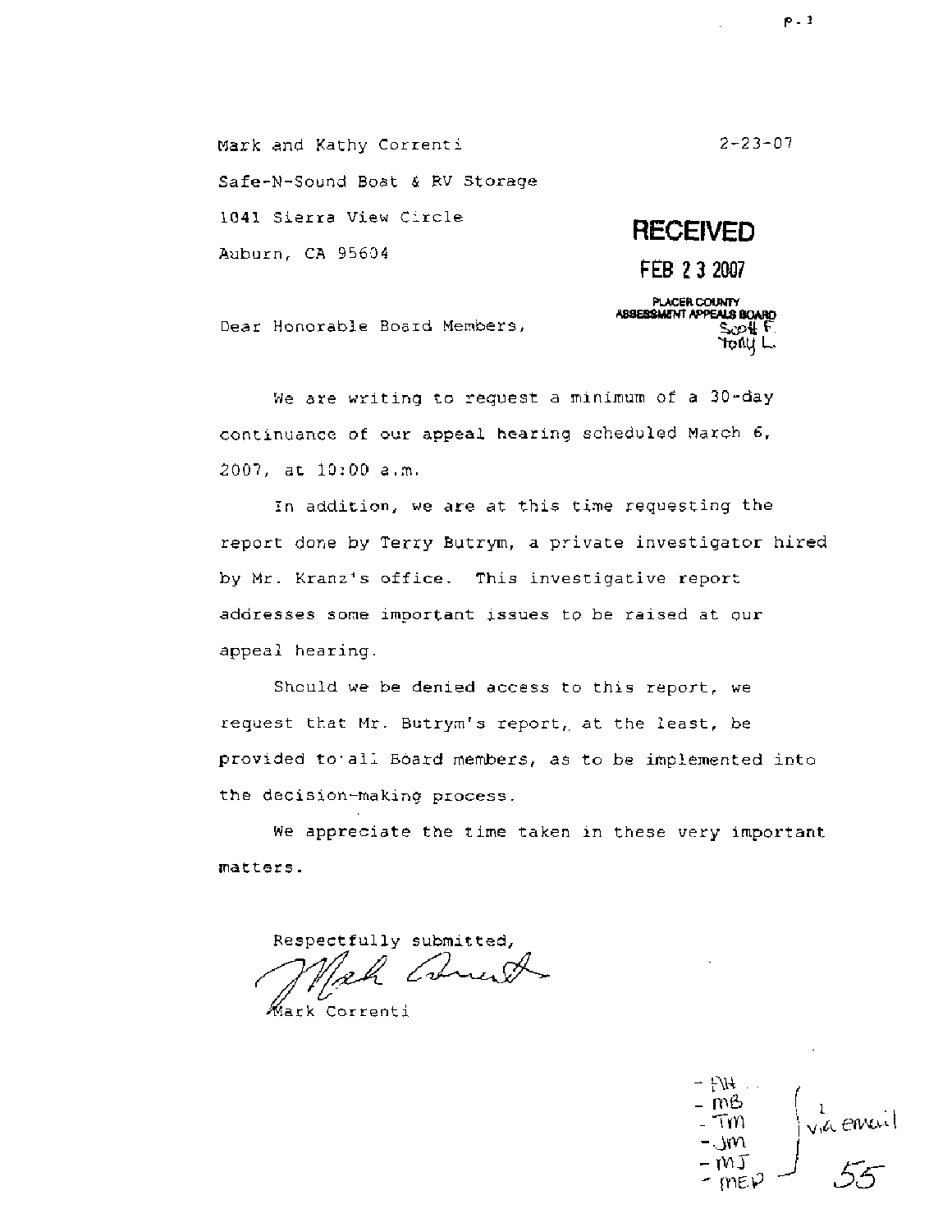Mark and Kathy Correnti

Safe-N-Sound Boat & RV Storage

1041 Sierra View Circle

Auburn, CA 95604

2-23-07

RECEIVED

FEB 23 2007

PLACER COUNTY ASSESSMENT APPEALS BOARD

Scott F.
Tony L.

Dear Honorable Board Members,

We are writing to request a minimum of a 30-day continuance of our appeal hearing scheduled March 6, 2007, at 10:00 a.m.

In addition, we are at this time requesting the report done by Terry Butrym, a private investigator hired by Mr. Kranz's office. This investigative report addresses some important issues to be raised at our appeal hearing.

Should we be denied access to this report, we request that Mr. Butrym's report, at the least, be provided to all Board members, as to be implemented into the decision-making process.

We appreciate the time taken in these very important matters.

Respectfully submitted,

Mark Correnti

- AH
- MB
- TM
- JM
- MJ
- MEP

via email

55